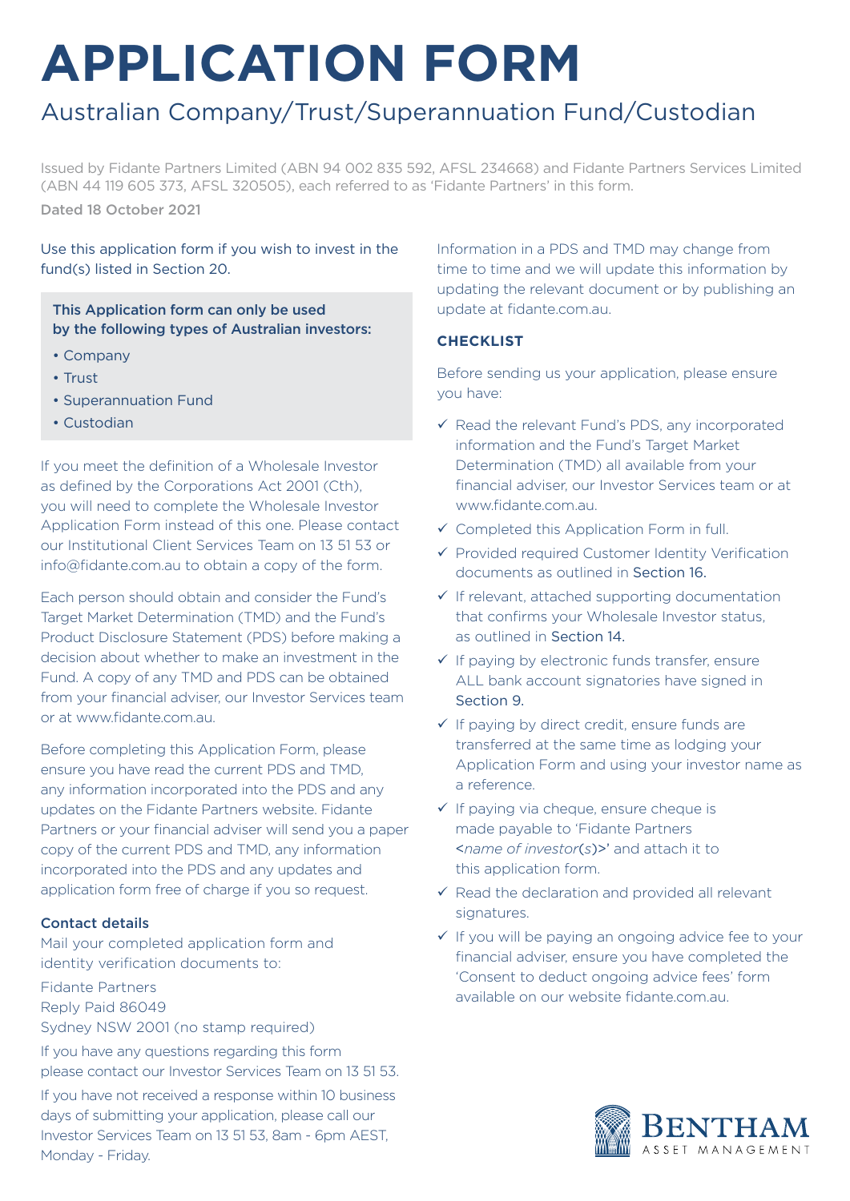# APPLICATION FORM

## Australian Company/Trust/Superannuation Fund/Custodian

Issued by Fidante Partners Limited (ABN 94 002 835 592, AFSL 234668) and Fidante Partners Services Limited (ABN 44 119 605 373, AFSL 320505), each referred to as 'Fidante Partners' in this form.

Dated 18 October 2021

Use this application form if you wish to invest in the fund(s) listed in Section 20.

**This Application form can only be used by the following types of Australian investors:**

- Company
- Trust
- Superannuation Fund
- Custodian

If you meet the definition of a Wholesale Investor as defined by the Corporations Act 2001 (Cth), you will need to complete the Wholesale Investor Application Form instead of this one. Please contact our Institutional Client Services Team on 13 51 53 or info@fidante.com.au to obtain a copy of the form.

Each person should obtain and consider the Fund's Target Market Determination (TMD) and the Fund's Product Disclosure Statement (PDS) before making a decision about whether to make an investment in the Fund. A copy of any TMD and PDS can be obtained from your financial adviser, our Investor Services team or at www.fidante.com.au.

Before completing this Application Form, please ensure you have read the current PDS and TMD, any information incorporated into the PDS and any updates on the Fidante Partners website. Fidante Partners or your financial adviser will send you a paper copy of the current PDS and TMD, any information incorporated into the PDS and any updates and application form free of charge if you so request.

**Contact details**

Mail your completed application form and identity verification documents to:

Fidante Partners
Reply Paid 86049
Sydney NSW 2001 (no stamp required)

If you have any questions regarding this form please contact our Investor Services Team on 13 51 53.

If you have not received a response within 10 business days of submitting your application, please call our Investor Services Team on 13 51 53, 8am - 6pm AEST, Monday - Friday.

Information in a PDS and TMD may change from time to time and we will update this information by updating the relevant document or by publishing an update at fidante.com.au.

### CHECKLIST

Before sending us your application, please ensure you have:

- ✓ Read the relevant Fund's PDS, any incorporated information and the Fund's Target Market Determination (TMD) all available from your financial adviser, our Investor Services team or at www.fidante.com.au.
- ✓ Completed this Application Form in full.
- ✓ Provided required Customer Identity Verification documents as outlined in Section 16.
- ✓ If relevant, attached supporting documentation that confirms your Wholesale Investor status, as outlined in Section 14.
- ✓ If paying by electronic funds transfer, ensure ALL bank account signatories have signed in Section 9.
- ✓ If paying by direct credit, ensure funds are transferred at the same time as lodging your Application Form and using your investor name as a reference.
- ✓ If paying via cheque, ensure cheque is made payable to 'Fidante Partners <*name of investor(s)*>' and attach it to this application form.
- ✓ Read the declaration and provided all relevant signatures.
- ✓ If you will be paying an ongoing advice fee to your financial adviser, ensure you have completed the 'Consent to deduct ongoing advice fees' form available on our website fidante.com.au.

BENTHAM ASSET MANAGEMENT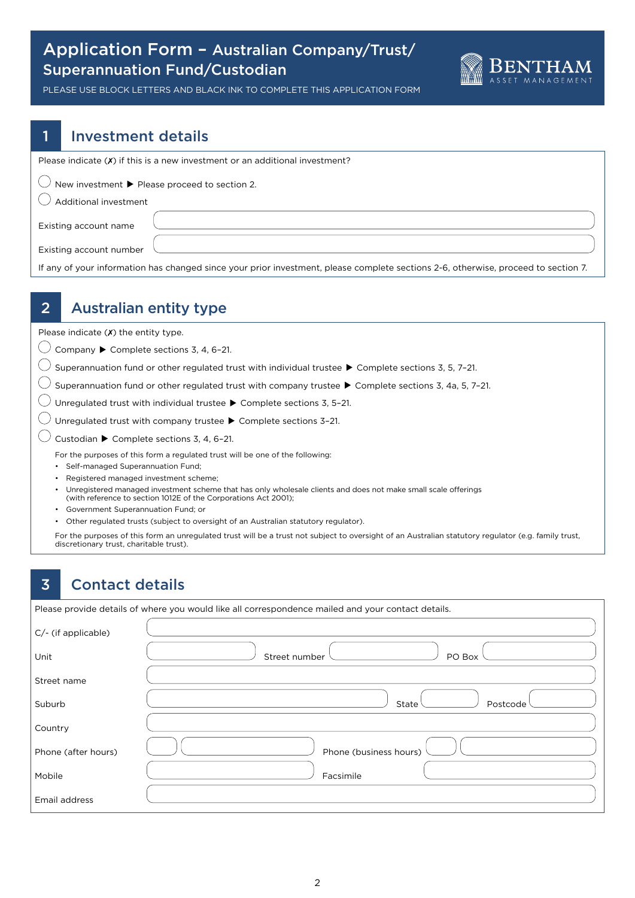# Application Form – Australian Company/Trust/Superannuation Fund/Custodian

BENTHAM ASSET MANAGEMENT

PLEASE USE BLOCK LETTERS AND BLACK INK TO COMPLETE THIS APPLICATION FORM

## 1 Investment details

Please indicate (✗) if this is a new investment or an additional investment?

◯ New investment ▶ Please proceed to section 2.

◯ Additional investment

Existing account name

Existing account number

If any of your information has changed since your prior investment, please complete sections 2-6, otherwise, proceed to section 7.

## 2 Australian entity type

Please indicate (✗) the entity type.

◯ Company ▶ Complete sections 3, 4, 6–21.

◯ Superannuation fund or other regulated trust with individual trustee ▶ Complete sections 3, 5, 7–21.

◯ Superannuation fund or other regulated trust with company trustee ▶ Complete sections 3, 4a, 5, 7–21.

◯ Unregulated trust with individual trustee ▶ Complete sections 3, 5–21.

◯ Unregulated trust with company trustee ▶ Complete sections 3–21.

◯ Custodian ▶ Complete sections 3, 4, 6–21.

For the purposes of this form a regulated trust will be one of the following:

- Self-managed Superannuation Fund;
- Registered managed investment scheme;
- Unregistered managed investment scheme that has only wholesale clients and does not make small scale offerings (with reference to section 1012E of the Corporations Act 2001);
- Government Superannuation Fund; or
- Other regulated trusts (subject to oversight of an Australian statutory regulator).

For the purposes of this form an unregulated trust will be a trust not subject to oversight of an Australian statutory regulator (e.g. family trust, discretionary trust, charitable trust).

## 3 Contact details

Please provide details of where you would like all correspondence mailed and your contact details.

C/- (if applicable)

Unit　　Street number　　PO Box

Street name

Suburb　　State　　Postcode

Country

Phone (after hours)　　Phone (business hours)

Mobile　　Facsimile

Email address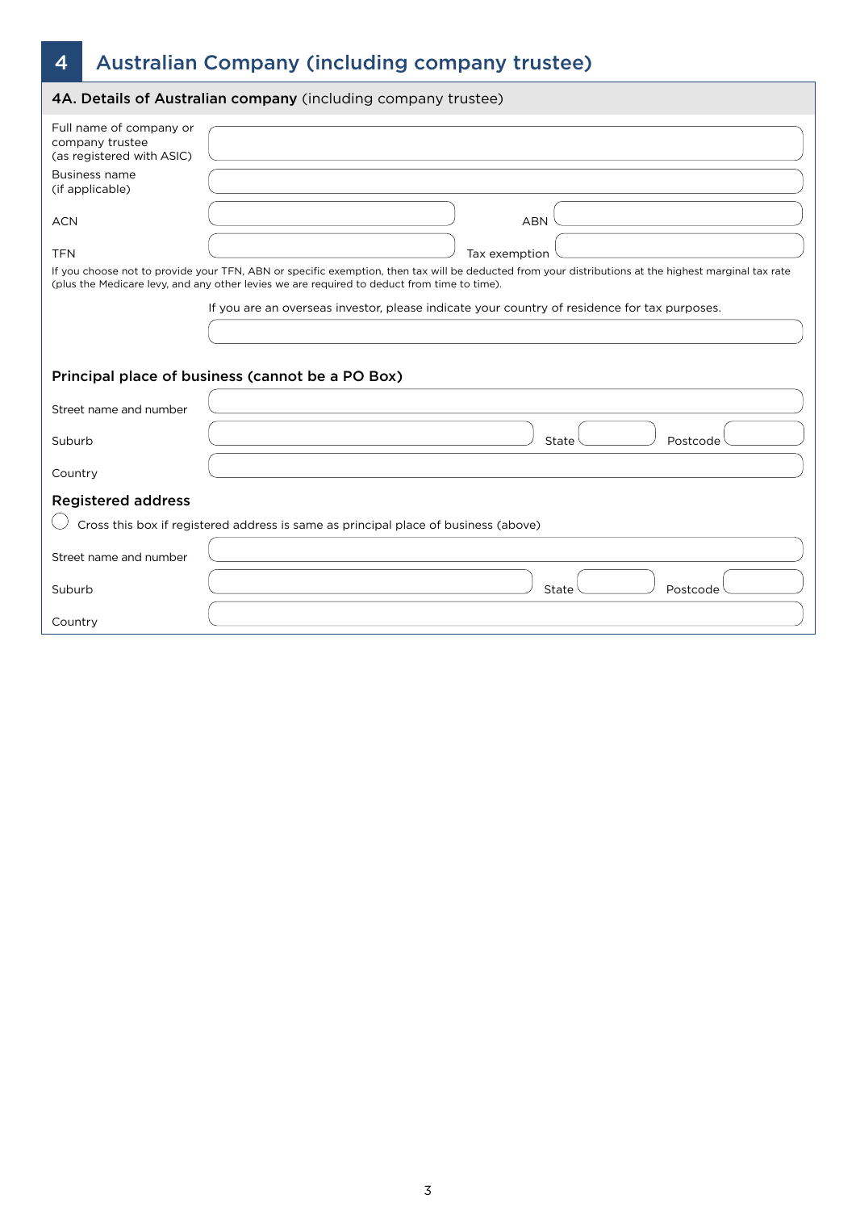# 4 Australian Company (including company trustee)

## 4A. Details of Australian company (including company trustee)

Full name of company or company trustee (as registered with ASIC)

Business name (if applicable)

ACN

ABN

TFN

Tax exemption

If you choose not to provide your TFN, ABN or specific exemption, then tax will be deducted from your distributions at the highest marginal tax rate (plus the Medicare levy, and any other levies we are required to deduct from time to time).

If you are an overseas investor, please indicate your country of residence for tax purposes.

### Principal place of business (cannot be a PO Box)

Street name and number

Suburb

State

Postcode

Country

### Registered address

◯ Cross this box if registered address is same as principal place of business (above)

Street name and number

Suburb

State

Postcode

Country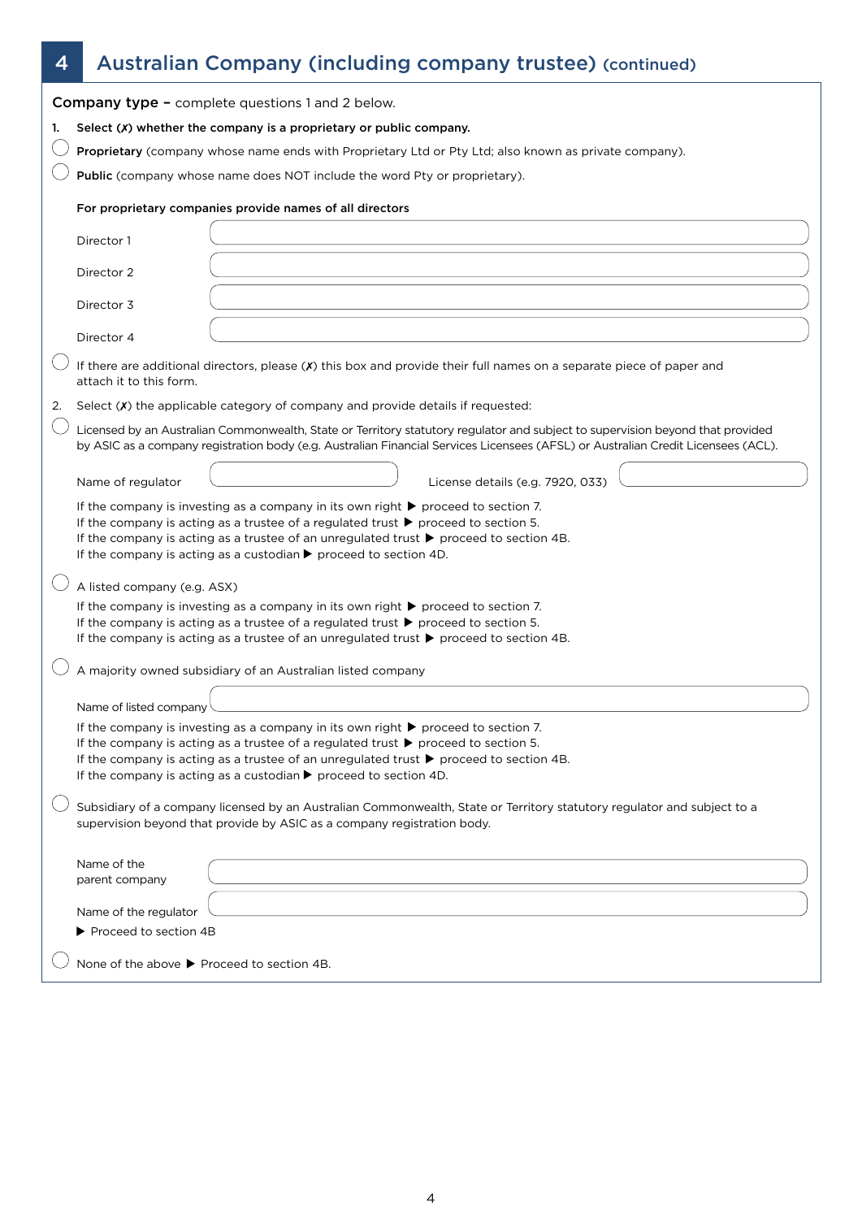## 4 Australian Company (including company trustee) (continued)

**Company type –** complete questions 1 and 2 below.

1. **Select (✗) whether the company is a proprietary or public company.**

◯ **Proprietary** (company whose name ends with Proprietary Ltd or Pty Ltd; also known as private company).

◯ **Public** (company whose name does NOT include the word Pty or proprietary).

**For proprietary companies provide names of all directors**

Director 1

Director 2

Director 3

Director 4

◯ If there are additional directors, please (✗) this box and provide their full names on a separate piece of paper and attach it to this form.

2. Select (✗) the applicable category of company and provide details if requested:

◯ Licensed by an Australian Commonwealth, State or Territory statutory regulator and subject to supervision beyond that provided by ASIC as a company registration body (e.g. Australian Financial Services Licensees (AFSL) or Australian Credit Licensees (ACL).

Name of regulator | License details (e.g. 7920, 033)

If the company is investing as a company in its own right ▶ proceed to section 7.
If the company is acting as a trustee of a regulated trust ▶ proceed to section 5.
If the company is acting as a trustee of an unregulated trust ▶ proceed to section 4B.
If the company is acting as a custodian ▶ proceed to section 4D.

◯ A listed company (e.g. ASX)

If the company is investing as a company in its own right ▶ proceed to section 7.
If the company is acting as a trustee of a regulated trust ▶ proceed to section 5.
If the company is acting as a trustee of an unregulated trust ▶ proceed to section 4B.

◯ A majority owned subsidiary of an Australian listed company

Name of listed company

If the company is investing as a company in its own right ▶ proceed to section 7.
If the company is acting as a trustee of a regulated trust ▶ proceed to section 5.
If the company is acting as a trustee of an unregulated trust ▶ proceed to section 4B.
If the company is acting as a custodian ▶ proceed to section 4D.

◯ Subsidiary of a company licensed by an Australian Commonwealth, State or Territory statutory regulator and subject to a supervision beyond that provide by ASIC as a company registration body.

Name of the parent company

Name of the regulator

▶ Proceed to section 4B

◯ None of the above ▶ Proceed to section 4B.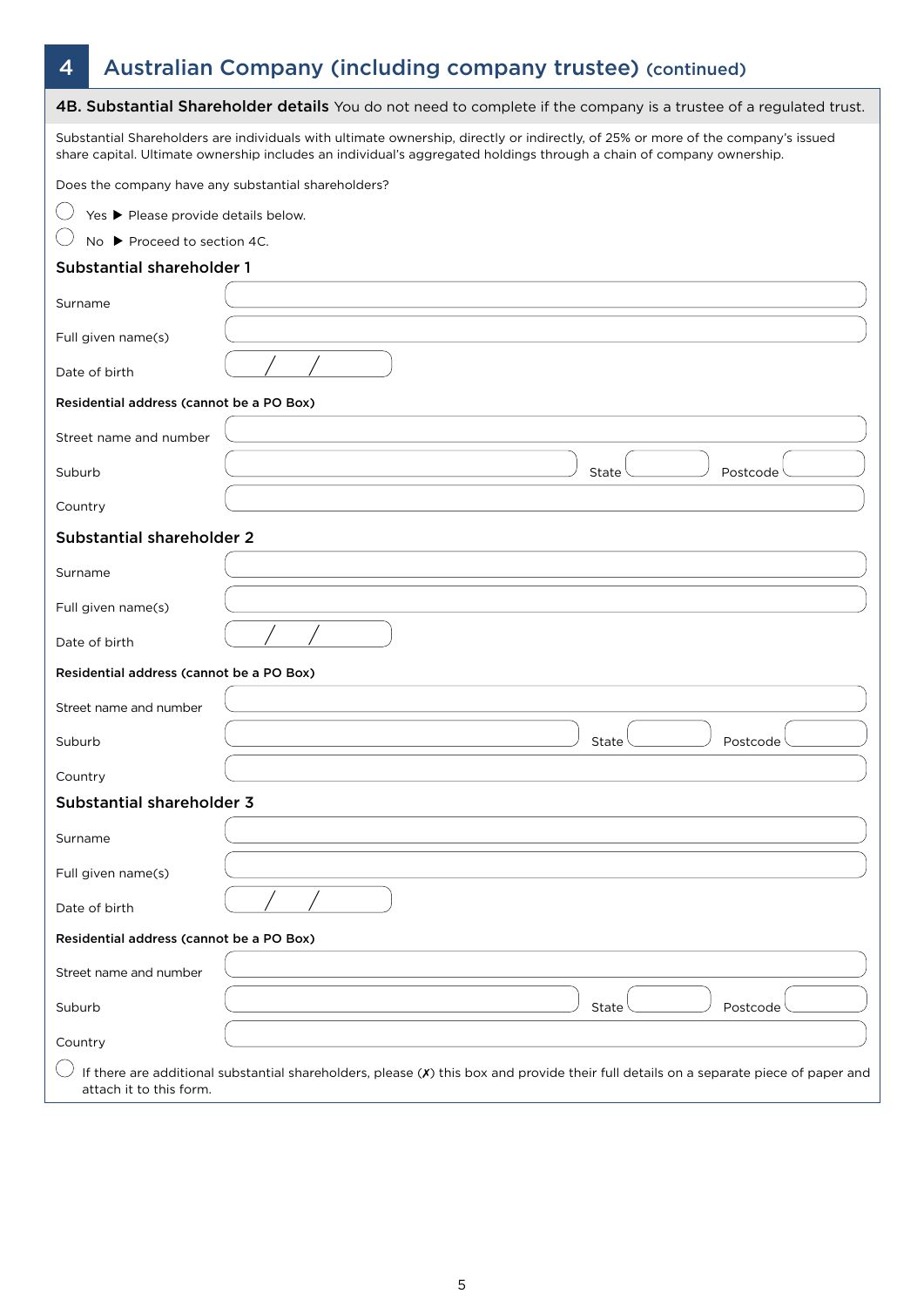# 4 Australian Company (including company trustee) (continued)

**4B. Substantial Shareholder details** You do not need to complete if the company is a trustee of a regulated trust.

Substantial Shareholders are individuals with ultimate ownership, directly or indirectly, of 25% or more of the company's issued share capital. Ultimate ownership includes an individual's aggregated holdings through a chain of company ownership.

Does the company have any substantial shareholders?

- ◯ Yes ▶ Please provide details below.
- ◯ No ▶ Proceed to section 4C.

## Substantial shareholder 1

Surname

Full given name(s)

Date of birth / /

**Residential address (cannot be a PO Box)**

Street name and number

Suburb State Postcode

Country

## Substantial shareholder 2

Surname

Full given name(s)

Date of birth / /

**Residential address (cannot be a PO Box)**

Street name and number

Suburb State Postcode

Country

## Substantial shareholder 3

Surname

Full given name(s)

Date of birth / /

**Residential address (cannot be a PO Box)**

Street name and number

Suburb State Postcode

Country

◯ If there are additional substantial shareholders, please (✗) this box and provide their full details on a separate piece of paper and attach it to this form.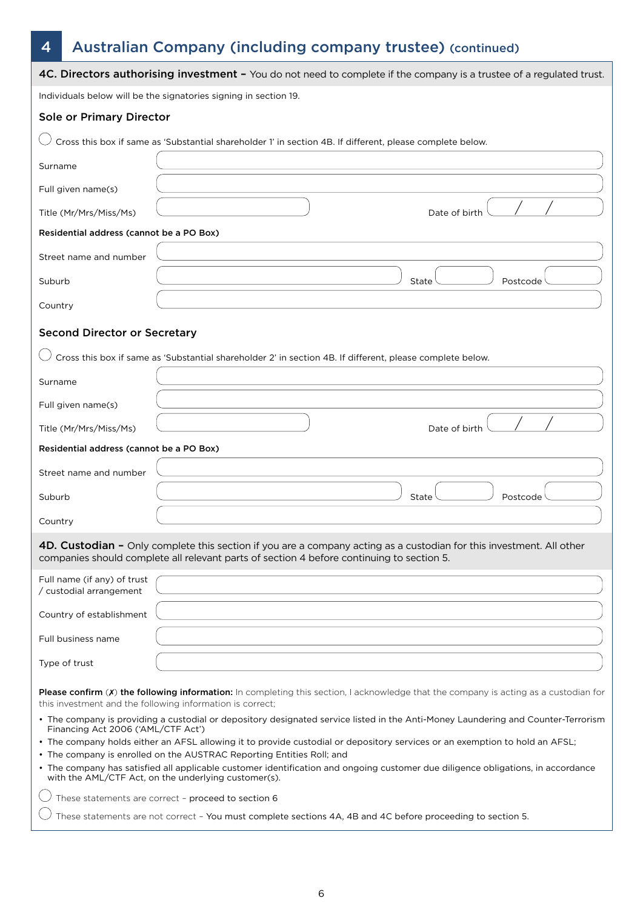# 4 Australian Company (including company trustee) (continued)

## 4C. Directors authorising investment – You do not need to complete if the company is a trustee of a regulated trust.

Individuals below will be the signatories signing in section 19.

### Sole or Primary Director

◯ Cross this box if same as 'Substantial shareholder 1' in section 4B. If different, please complete below.

Surname

Full given name(s)

Title (Mr/Mrs/Miss/Ms) Date of birth / /

**Residential address (cannot be a PO Box)**

Street name and number

Suburb State Postcode

Country

### Second Director or Secretary

◯ Cross this box if same as 'Substantial shareholder 2' in section 4B. If different, please complete below.

Surname

Full given name(s)

Title (Mr/Mrs/Miss/Ms) Date of birth / /

**Residential address (cannot be a PO Box)**

Street name and number

Suburb State Postcode

Country

## 4D. Custodian – Only complete this section if you are a company acting as a custodian for this investment. All other companies should complete all relevant parts of section 4 before continuing to section 5.

Full name (if any) of trust / custodial arrangement

Country of establishment

Full business name

Type of trust

**Please confirm (✗) the following information:** In completing this section, I acknowledge that the company is acting as a custodian for this investment and the following information is correct;

- The company is providing a custodial or depository designated service listed in the Anti-Money Laundering and Counter-Terrorism Financing Act 2006 ('AML/CTF Act')
- The company holds either an AFSL allowing it to provide custodial or depository services or an exemption to hold an AFSL;
- The company is enrolled on the AUSTRAC Reporting Entities Roll; and
- The company has satisfied all applicable customer identification and ongoing customer due diligence obligations, in accordance with the AML/CTF Act, on the underlying customer(s).

◯ These statements are correct – proceed to section 6

◯ These statements are not correct – You must complete sections 4A, 4B and 4C before proceeding to section 5.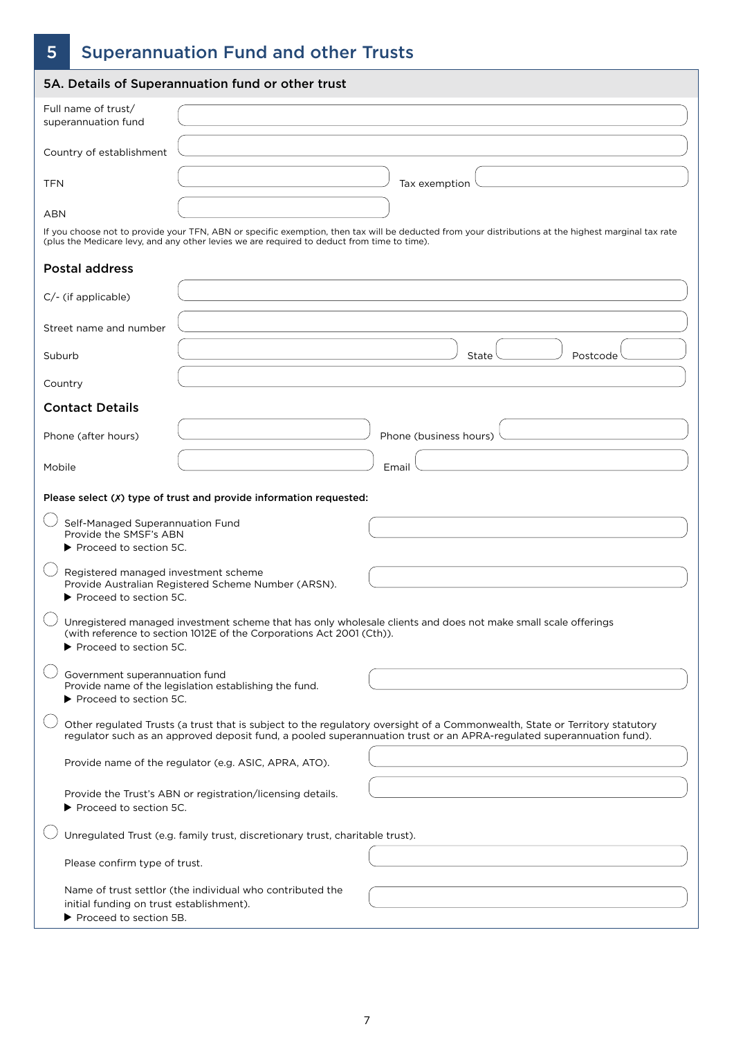## 5 Superannuation Fund and other Trusts

### 5A. Details of Superannuation fund or other trust

Full name of trust/ superannuation fund

Country of establishment

TFN

Tax exemption

ABN

If you choose not to provide your TFN, ABN or specific exemption, then tax will be deducted from your distributions at the highest marginal tax rate (plus the Medicare levy, and any other levies we are required to deduct from time to time).

### Postal address

C/- (if applicable)

Street name and number

Suburb

State

Postcode

Country

### Contact Details

Phone (after hours)

Phone (business hours)

Mobile

Email

**Please select (*X*) type of trust and provide information requested:**

◯ Self-Managed Superannuation Fund
Provide the SMSF's ABN
▶ Proceed to section 5C.

◯ Registered managed investment scheme
Provide Australian Registered Scheme Number (ARSN).
▶ Proceed to section 5C.

◯ Unregistered managed investment scheme that has only wholesale clients and does not make small scale offerings (with reference to section 1012E of the Corporations Act 2001 (Cth)).
▶ Proceed to section 5C.

◯ Government superannuation fund
Provide name of the legislation establishing the fund.
▶ Proceed to section 5C.

◯ Other regulated Trusts (a trust that is subject to the regulatory oversight of a Commonwealth, State or Territory statutory regulator such as an approved deposit fund, a pooled superannuation trust or an APRA-regulated superannuation fund).

Provide name of the regulator (e.g. ASIC, APRA, ATO).

Provide the Trust's ABN or registration/licensing details.
▶ Proceed to section 5C.

◯ Unregulated Trust (e.g. family trust, discretionary trust, charitable trust).

Please confirm type of trust.

Name of trust settlor (the individual who contributed the initial funding on trust establishment).
▶ Proceed to section 5B.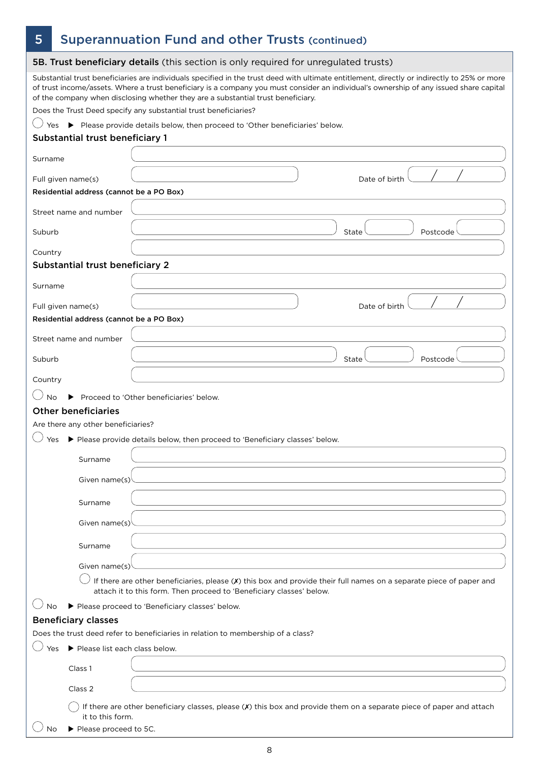## 5 Superannuation Fund and other Trusts (continued)

### 5B. Trust beneficiary details (this section is only required for unregulated trusts)

Substantial trust beneficiaries are individuals specified in the trust deed with ultimate entitlement, directly or indirectly to 25% or more of trust income/assets. Where a trust beneficiary is a company you must consider an individual's ownership of any issued share capital of the company when disclosing whether they are a substantial trust beneficiary.

Does the Trust Deed specify any substantial trust beneficiaries?

○ Yes ▶ Please provide details below, then proceed to 'Other beneficiaries' below.

**Substantial trust beneficiary 1**

Surname

Full given name(s) Date of birth / /

**Residential address (cannot be a PO Box)**

Street name and number

Suburb State Postcode

Country

**Substantial trust beneficiary 2**

Surname

Full given name(s) Date of birth / /

**Residential address (cannot be a PO Box)**

Street name and number

Suburb State Postcode

Country

○ No ▶ Proceed to 'Other beneficiaries' below.

**Other beneficiaries**

Are there any other beneficiaries?

○ Yes ▶ Please provide details below, then proceed to 'Beneficiary classes' below.

Surname

Given name(s)

Surname

Given name(s)

Surname

Given name(s)

○ If there are other beneficiaries, please (✗) this box and provide their full names on a separate piece of paper and attach it to this form. Then proceed to 'Beneficiary classes' below.

○ No ▶ Please proceed to 'Beneficiary classes' below.

**Beneficiary classes**

Does the trust deed refer to beneficiaries in relation to membership of a class?

○ Yes ▶ Please list each class below.

Class 1

Class 2

○ If there are other beneficiary classes, please (✗) this box and provide them on a separate piece of paper and attach it to this form.

○ No ▶ Please proceed to 5C.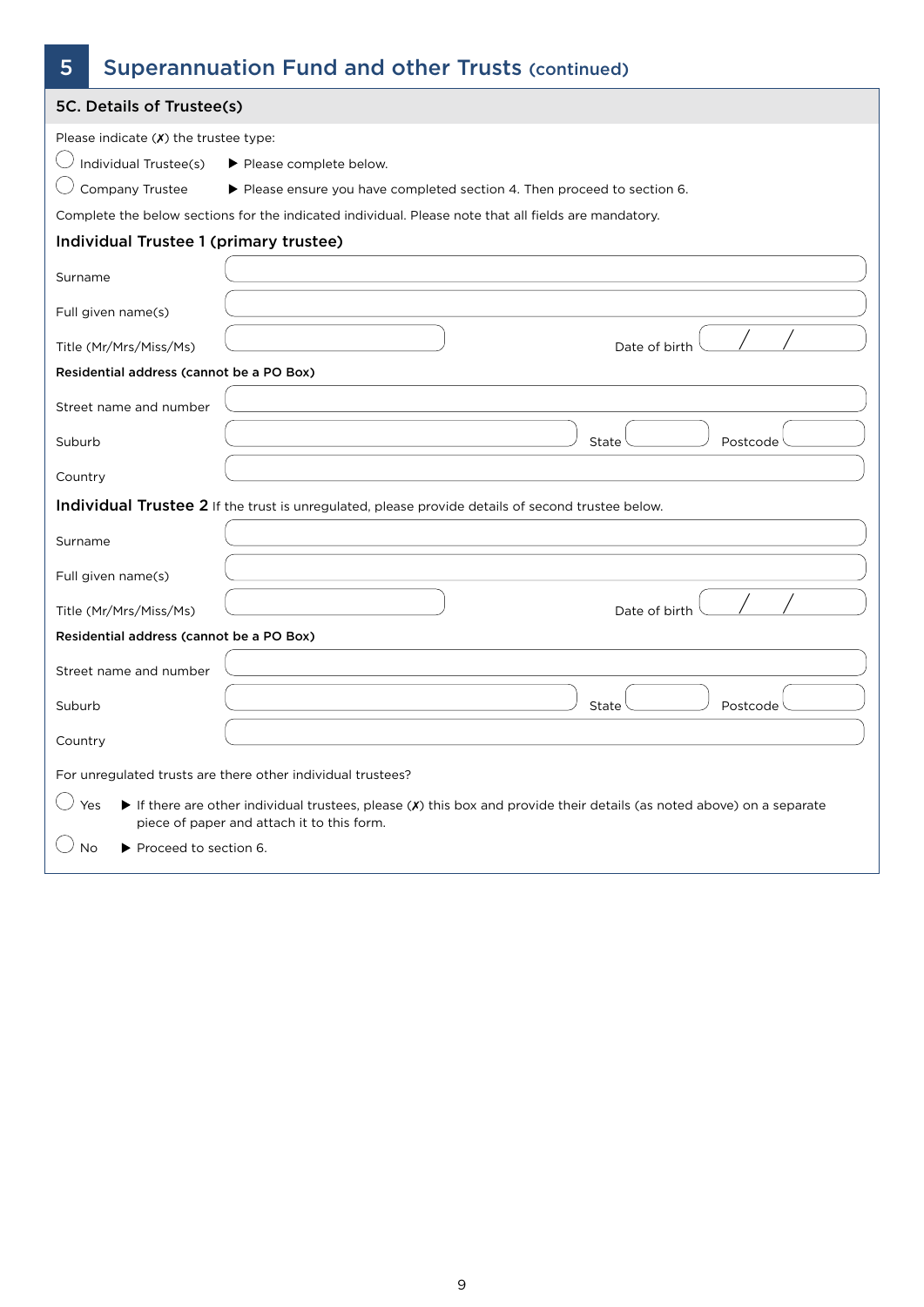## 5 Superannuation Fund and other Trusts (continued)

### 5C. Details of Trustee(s)

Please indicate (✗) the trustee type:

◯ Individual Trustee(s) ▶ Please complete below.

◯ Company Trustee ▶ Please ensure you have completed section 4. Then proceed to section 6.

Complete the below sections for the indicated individual. Please note that all fields are mandatory.

#### Individual Trustee 1 (primary trustee)

Surname

Full given name(s)

Title (Mr/Mrs/Miss/Ms) Date of birth / /

**Residential address (cannot be a PO Box)**

Street name and number

Suburb State Postcode

Country

#### Individual Trustee 2 If the trust is unregulated, please provide details of second trustee below.

Surname

Full given name(s)

Title (Mr/Mrs/Miss/Ms) Date of birth / /

**Residential address (cannot be a PO Box)**

Street name and number

Suburb State Postcode

Country

For unregulated trusts are there other individual trustees?

◯ Yes ▶ If there are other individual trustees, please (✗) this box and provide their details (as noted above) on a separate piece of paper and attach it to this form.

◯ No ▶ Proceed to section 6.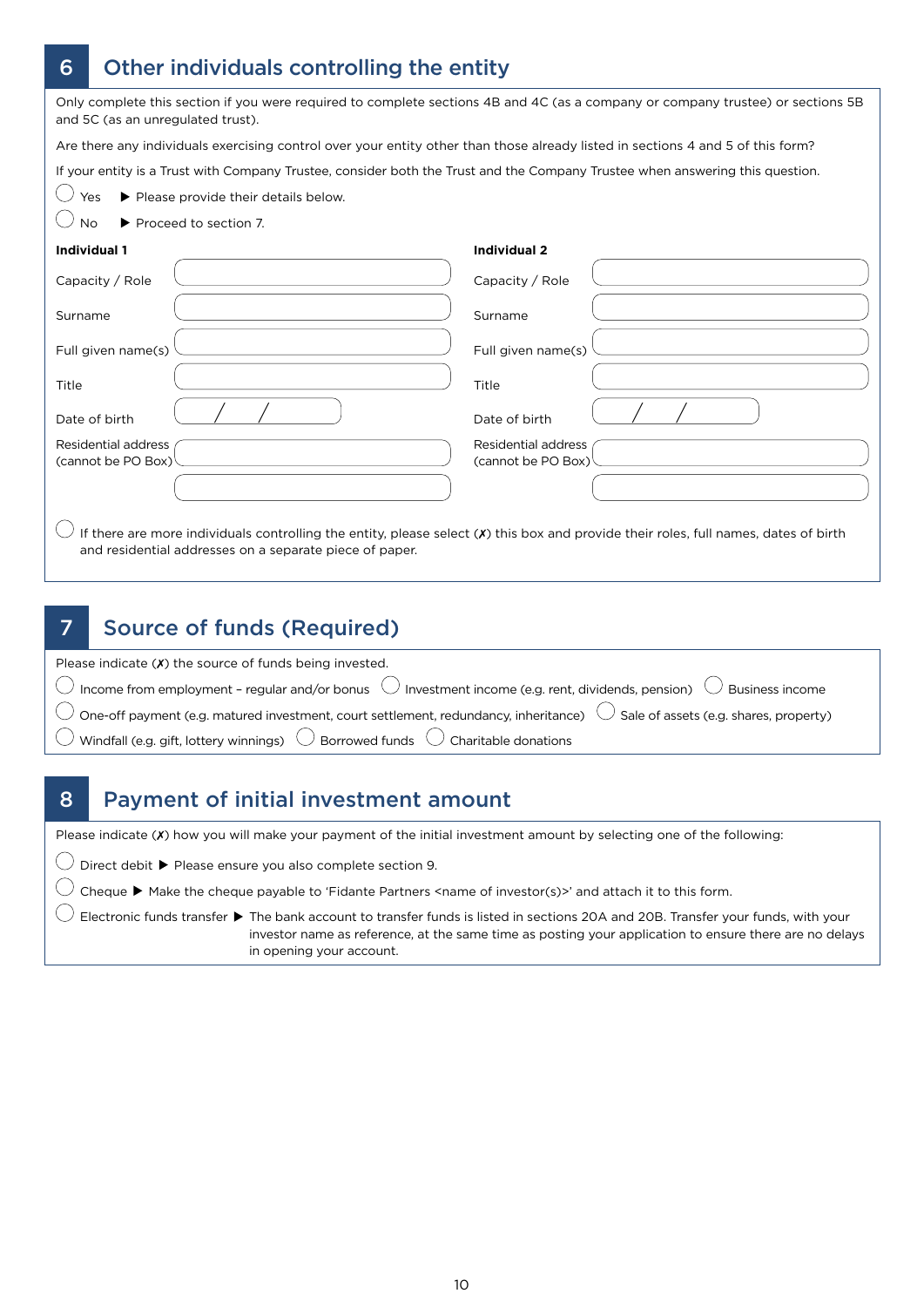## 6 Other individuals controlling the entity

Only complete this section if you were required to complete sections 4B and 4C (as a company or company trustee) or sections 5B and 5C (as an unregulated trust).

Are there any individuals exercising control over your entity other than those already listed in sections 4 and 5 of this form?

If your entity is a Trust with Company Trustee, consider both the Trust and the Company Trustee when answering this question.

- ◯ Yes ▶ Please provide their details below.
- ◯ No ▶ Proceed to section 7.

| **Individual 1** | | **Individual 2** | |
|---|---|---|---|
| Capacity / Role | | Capacity / Role | |
| Surname | | Surname | |
| Full given name(s) | | Full given name(s) | |
| Title | | Title | |
| Date of birth | / / | Date of birth | / / |
| Residential address (cannot be PO Box) | | Residential address (cannot be PO Box) | |
| | | | |

◯ If there are more individuals controlling the entity, please select (✗) this box and provide their roles, full names, dates of birth and residential addresses on a separate piece of paper.

## 7 Source of funds (Required)

Please indicate (✗) the source of funds being invested.

- ◯ Income from employment – regular and/or bonus
- ◯ Investment income (e.g. rent, dividends, pension)
- ◯ Business income
- ◯ One-off payment (e.g. matured investment, court settlement, redundancy, inheritance)
- ◯ Sale of assets (e.g. shares, property)
- ◯ Windfall (e.g. gift, lottery winnings)
- ◯ Borrowed funds
- ◯ Charitable donations

## 8 Payment of initial investment amount

Please indicate (✗) how you will make your payment of the initial investment amount by selecting one of the following:

- ◯ Direct debit ▶ Please ensure you also complete section 9.
- ◯ Cheque ▶ Make the cheque payable to 'Fidante Partners <name of investor(s)>' and attach it to this form.
- ◯ Electronic funds transfer ▶ The bank account to transfer funds is listed in sections 20A and 20B. Transfer your funds, with your investor name as reference, at the same time as posting your application to ensure there are no delays in opening your account.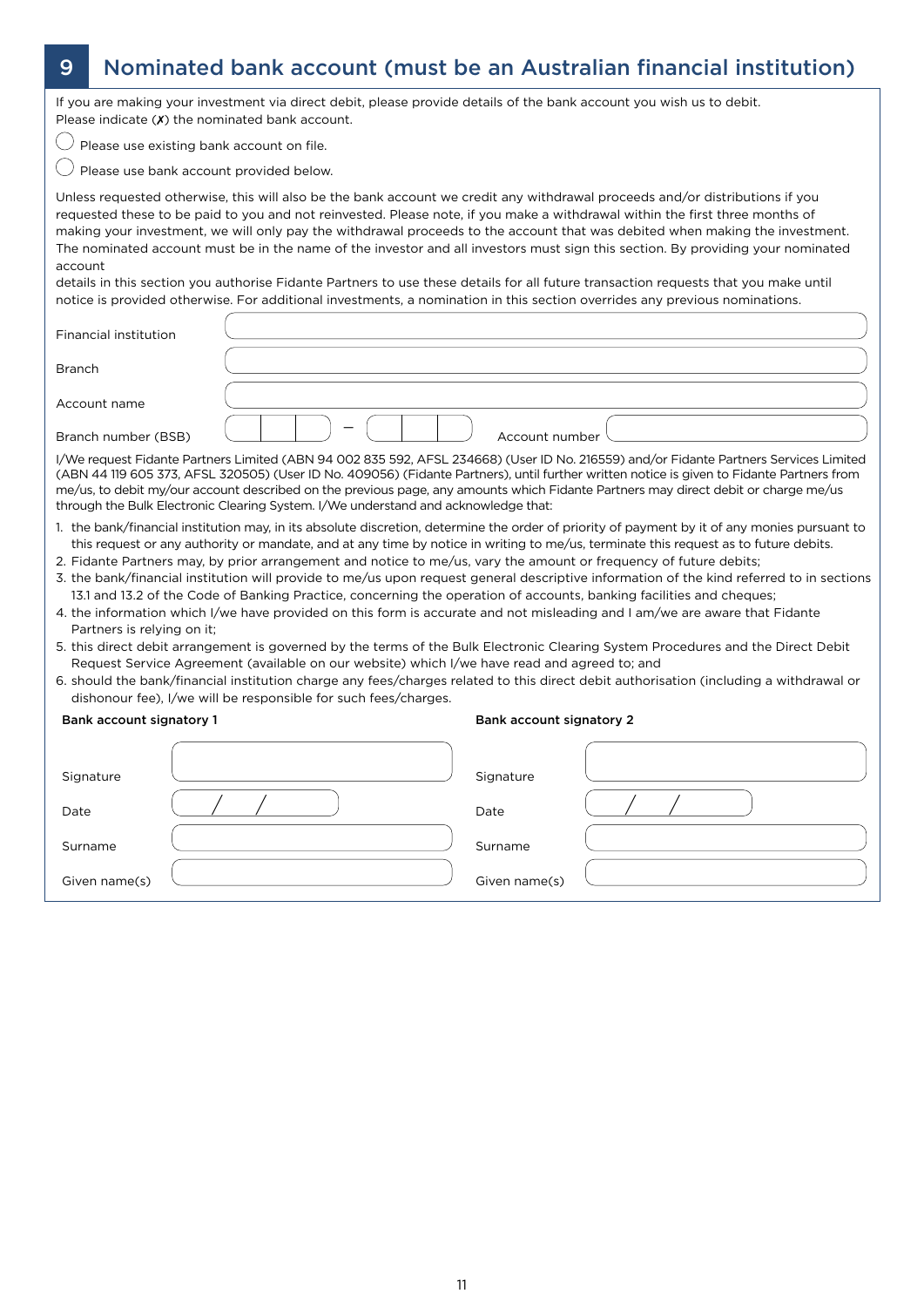## 9 Nominated bank account (must be an Australian financial institution)

If you are making your investment via direct debit, please provide details of the bank account you wish us to debit.
Please indicate (✗) the nominated bank account.

◯ Please use existing bank account on file.

◯ Please use bank account provided below.

Unless requested otherwise, this will also be the bank account we credit any withdrawal proceeds and/or distributions if you requested these to be paid to you and not reinvested. Please note, if you make a withdrawal within the first three months of making your investment, we will only pay the withdrawal proceeds to the account that was debited when making the investment. The nominated account must be in the name of the investor and all investors must sign this section. By providing your nominated account
details in this section you authorise Fidante Partners to use these details for all future transaction requests that you make until notice is provided otherwise. For additional investments, a nomination in this section overrides any previous nominations.

Financial institution

Branch

Account name

Branch number (BSB) &nbsp;&nbsp;&nbsp; – &nbsp;&nbsp;&nbsp; Account number

I/We request Fidante Partners Limited (ABN 94 002 835 592, AFSL 234668) (User ID No. 216559) and/or Fidante Partners Services Limited (ABN 44 119 605 373, AFSL 320505) (User ID No. 409056) (Fidante Partners), until further written notice is given to Fidante Partners from me/us, to debit my/our account described on the previous page, any amounts which Fidante Partners may direct debit or charge me/us through the Bulk Electronic Clearing System. I/We understand and acknowledge that:

1. the bank/financial institution may, in its absolute discretion, determine the order of priority of payment by it of any monies pursuant to this request or any authority or mandate, and at any time by notice in writing to me/us, terminate this request as to future debits.
2. Fidante Partners may, by prior arrangement and notice to me/us, vary the amount or frequency of future debits;
3. the bank/financial institution will provide to me/us upon request general descriptive information of the kind referred to in sections 13.1 and 13.2 of the Code of Banking Practice, concerning the operation of accounts, banking facilities and cheques;
4. the information which I/we have provided on this form is accurate and not misleading and I am/we are aware that Fidante Partners is relying on it;
5. this direct debit arrangement is governed by the terms of the Bulk Electronic Clearing System Procedures and the Direct Debit Request Service Agreement (available on our website) which I/we have read and agreed to; and
6. should the bank/financial institution charge any fees/charges related to this direct debit authorisation (including a withdrawal or dishonour fee), I/we will be responsible for such fees/charges.

**Bank account signatory 1**

Signature

Date &nbsp;&nbsp; / &nbsp;&nbsp; /

Surname

Given name(s)

**Bank account signatory 2**

Signature

Date &nbsp;&nbsp; / &nbsp;&nbsp; /

Surname

Given name(s)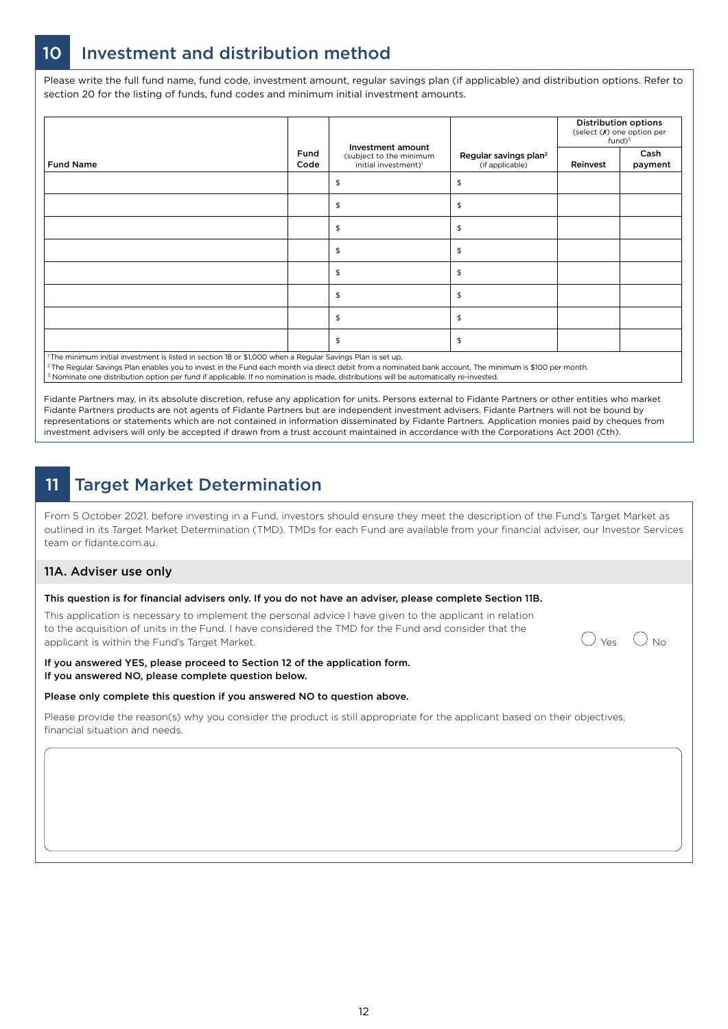## 10 Investment and distribution method

Please write the full fund name, fund code, investment amount, regular savings plan (if applicable) and distribution options. Refer to section 20 for the listing of funds, fund codes and minimum initial investment amounts.

| Fund Name | Fund Code | Investment amount (subject to the minimum initial investment)[1] | Regular savings plan[2] (if applicable) | Distribution options (select (X) one option per fund)[3] | |
|---|---|---|---|---|---|
| | | | | Reinvest | Cash payment |
| | | $ | $ | | |
| | | $ | $ | | |
| | | $ | $ | | |
| | | $ | $ | | |
| | | $ | $ | | |
| | | $ | $ | | |
| | | $ | $ | | |
| | | $ | $ | | |

[1] The minimum initial investment is listed in section 18 or $1,000 when a Regular Savings Plan is set up.
[2] The Regular Savings Plan enables you to invest in the Fund each month via direct debit from a nominated bank account. The minimum is $100 per month.
[3] Nominate one distribution option per fund if applicable. If no nomination is made, distributions will be automatically re-invested.

Fidante Partners may, in its absolute discretion, refuse any application for units. Persons external to Fidante Partners or other entities who market Fidante Partners products are not agents of Fidante Partners but are independent investment advisers. Fidante Partners will not be bound by representations or statements which are not contained in information disseminated by Fidante Partners. Application monies paid by cheques from investment advisers will only be accepted if drawn from a trust account maintained in accordance with the Corporations Act 2001 (Cth).

## 11 Target Market Determination

From 5 October 2021, before investing in a Fund, investors should ensure they meet the description of the Fund's Target Market as outlined in its Target Market Determination (TMD). TMDs for each Fund are available from your financial adviser, our Investor Services team or fidante.com.au.

### 11A. Adviser use only

**This question is for financial advisers only. If you do not have an adviser, please complete Section 11B.**

This application is necessary to implement the personal advice I have given to the applicant in relation to the acquisition of units in the Fund. I have considered the TMD for the Fund and consider that the applicant is within the Fund's Target Market.

○ Yes ○ No

**If you answered YES, please proceed to Section 12 of the application form.**
**If you answered NO, please complete question below.**

**Please only complete this question if you answered NO to question above.**

Please provide the reason(s) why you consider the product is still appropriate for the applicant based on their objectives, financial situation and needs.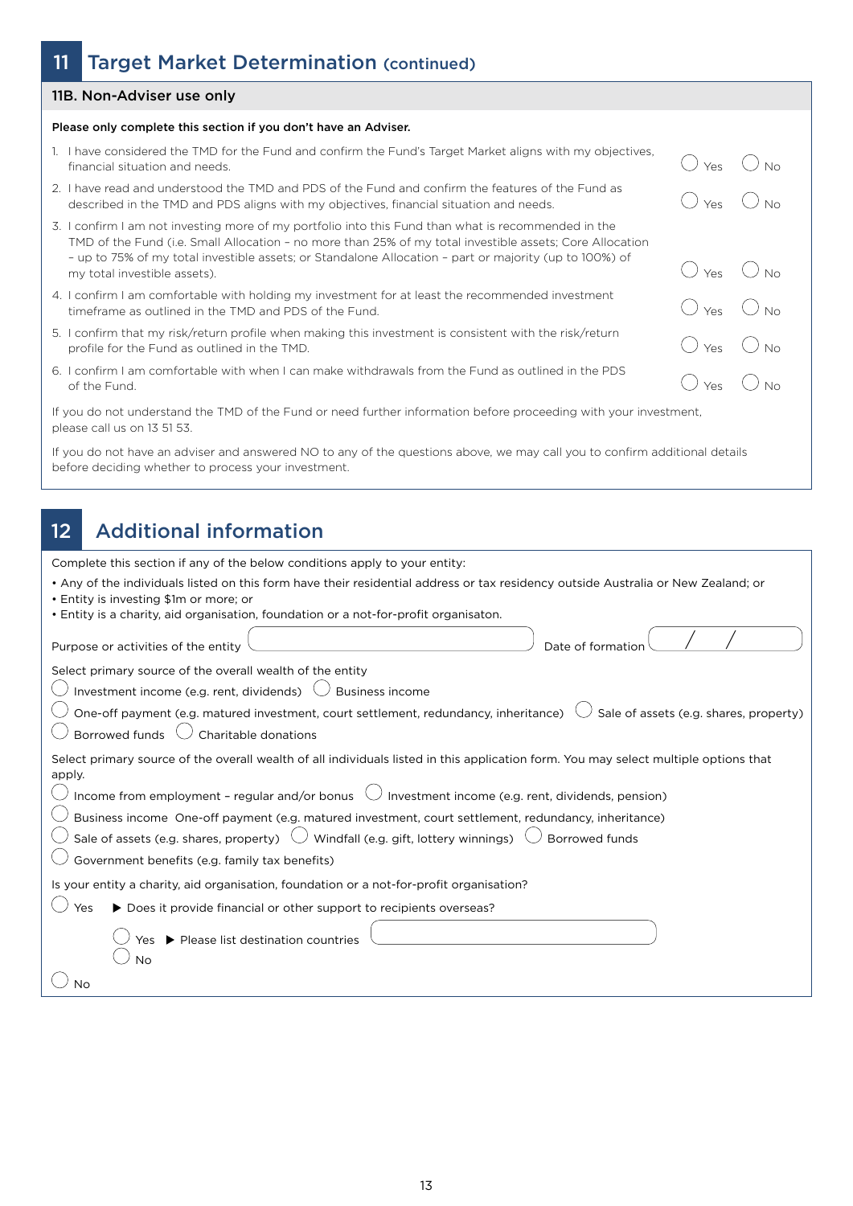## 11 Target Market Determination (continued)

### 11B. Non-Adviser use only

**Please only complete this section if you don't have an Adviser.**

| | | |
|---|---|---|
| 1. I have considered the TMD for the Fund and confirm the Fund's Target Market aligns with my objectives, financial situation and needs. | ◯ Yes | ◯ No |
| 2. I have read and understood the TMD and PDS of the Fund and confirm the features of the Fund as described in the TMD and PDS aligns with my objectives, financial situation and needs. | ◯ Yes | ◯ No |
| 3. I confirm I am not investing more of my portfolio into this Fund than what is recommended in the TMD of the Fund (i.e. Small Allocation – no more than 25% of my total investible assets; Core Allocation – up to 75% of my total investible assets; or Standalone Allocation – part or majority (up to 100%) of my total investible assets). | ◯ Yes | ◯ No |
| 4. I confirm I am comfortable with holding my investment for at least the recommended investment timeframe as outlined in the TMD and PDS of the Fund. | ◯ Yes | ◯ No |
| 5. I confirm that my risk/return profile when making this investment is consistent with the risk/return profile for the Fund as outlined in the TMD. | ◯ Yes | ◯ No |
| 6. I confirm I am comfortable with when I can make withdrawals from the Fund as outlined in the PDS of the Fund. | ◯ Yes | ◯ No |

If you do not understand the TMD of the Fund or need further information before proceeding with your investment, please call us on 13 51 53.

If you do not have an adviser and answered NO to any of the questions above, we may call you to confirm additional details before deciding whether to process your investment.

## 12 Additional information

Complete this section if any of the below conditions apply to your entity:

- Any of the individuals listed on this form have their residential address or tax residency outside Australia or New Zealand; or
- Entity is investing $1m or more; or
- Entity is a charity, aid organisation, foundation or a not-for-profit organisaton.

Purpose or activities of the entity ____________________ Date of formation __ / __ / ____

Select primary source of the overall wealth of the entity

◯ Investment income (e.g. rent, dividends) ◯ Business income

◯ One-off payment (e.g. matured investment, court settlement, redundancy, inheritance) ◯ Sale of assets (e.g. shares, property)

◯ Borrowed funds ◯ Charitable donations

Select primary source of the overall wealth of all individuals listed in this application form. You may select multiple options that apply.

◯ Income from employment – regular and/or bonus ◯ Investment income (e.g. rent, dividends, pension)

◯ Business income One-off payment (e.g. matured investment, court settlement, redundancy, inheritance)

◯ Sale of assets (e.g. shares, property) ◯ Windfall (e.g. gift, lottery winnings) ◯ Borrowed funds

◯ Government benefits (e.g. family tax benefits)

Is your entity a charity, aid organisation, foundation or a not-for-profit organisation?

◯ Yes ▶ Does it provide financial or other support to recipients overseas?

  ◯ Yes ▶ Please list destination countries ____________________

  ◯ No

◯ No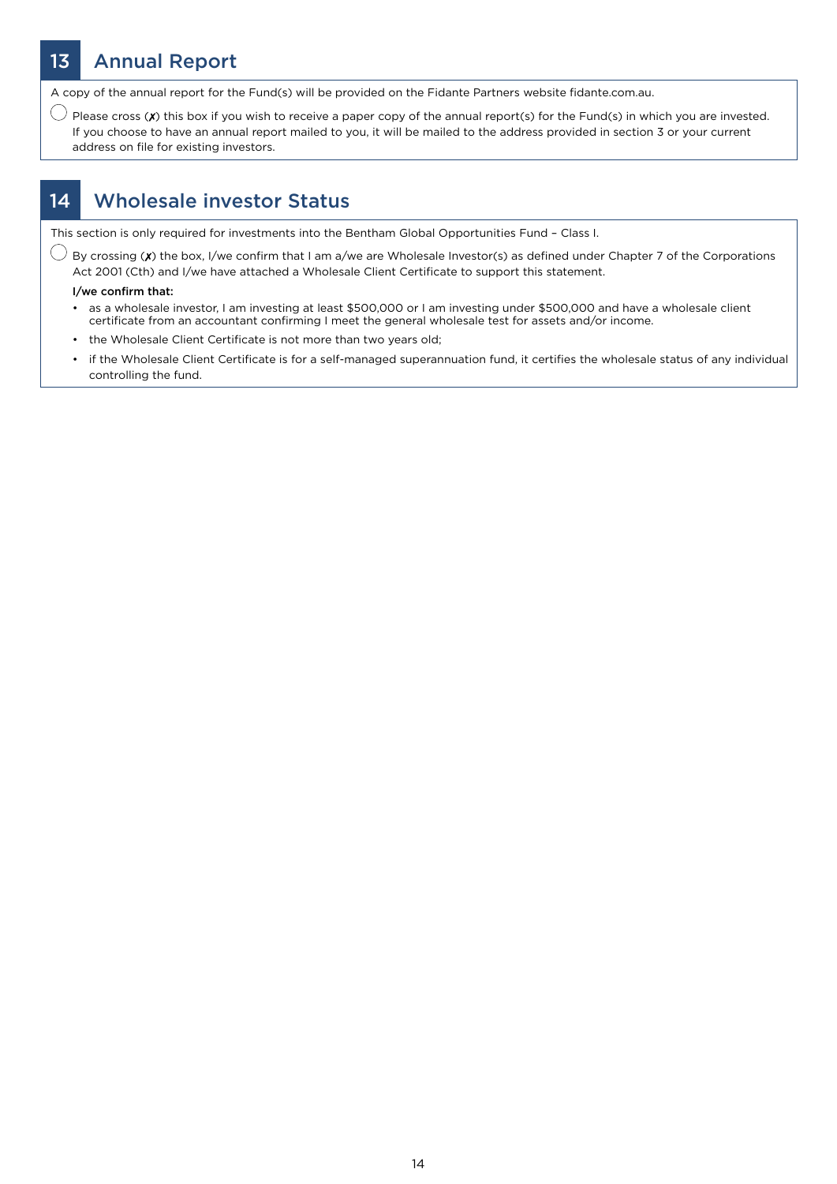## 13 Annual Report

A copy of the annual report for the Fund(s) will be provided on the Fidante Partners website fidante.com.au.

◯ Please cross (✗) this box if you wish to receive a paper copy of the annual report(s) for the Fund(s) in which you are invested. If you choose to have an annual report mailed to you, it will be mailed to the address provided in section 3 or your current address on file for existing investors.

## 14 Wholesale investor Status

This section is only required for investments into the Bentham Global Opportunities Fund – Class I.

◯ By crossing (✗) the box, I/we confirm that I am a/we are Wholesale Investor(s) as defined under Chapter 7 of the Corporations Act 2001 (Cth) and I/we have attached a Wholesale Client Certificate to support this statement.

**I/we confirm that:**

- as a wholesale investor, I am investing at least $500,000 or I am investing under $500,000 and have a wholesale client certificate from an accountant confirming I meet the general wholesale test for assets and/or income.
- the Wholesale Client Certificate is not more than two years old;
- if the Wholesale Client Certificate is for a self-managed superannuation fund, it certifies the wholesale status of any individual controlling the fund.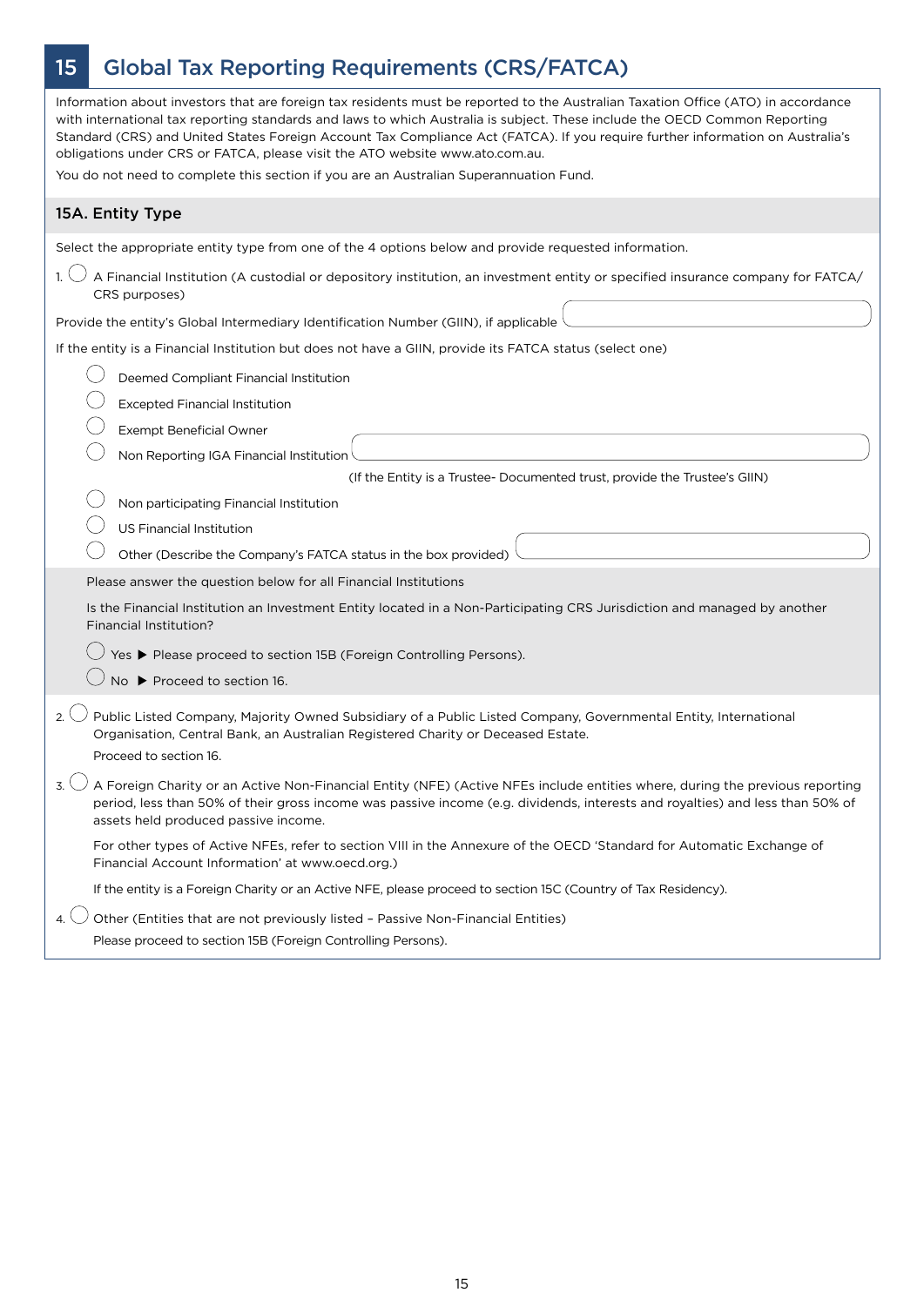## 15 Global Tax Reporting Requirements (CRS/FATCA)

Information about investors that are foreign tax residents must be reported to the Australian Taxation Office (ATO) in accordance with international tax reporting standards and laws to which Australia is subject. These include the OECD Common Reporting Standard (CRS) and United States Foreign Account Tax Compliance Act (FATCA). If you require further information on Australia's obligations under CRS or FATCA, please visit the ATO website www.ato.com.au.

You do not need to complete this section if you are an Australian Superannuation Fund.

### 15A. Entity Type

Select the appropriate entity type from one of the 4 options below and provide requested information.

1. ◯ A Financial Institution (A custodial or depository institution, an investment entity or specified insurance company for FATCA/CRS purposes)

Provide the entity's Global Intermediary Identification Number (GIIN), if applicable ______

If the entity is a Financial Institution but does not have a GIIN, provide its FATCA status (select one)

- ◯ Deemed Compliant Financial Institution
- ◯ Excepted Financial Institution
- ◯ Exempt Beneficial Owner
- ◯ Non Reporting IGA Financial Institution ______
  (If the Entity is a Trustee- Documented trust, provide the Trustee's GIIN)
- ◯ Non participating Financial Institution
- ◯ US Financial Institution
- ◯ Other (Describe the Company's FATCA status in the box provided) ______

Please answer the question below for all Financial Institutions

Is the Financial Institution an Investment Entity located in a Non-Participating CRS Jurisdiction and managed by another Financial Institution?

- ◯ Yes ▶ Please proceed to section 15B (Foreign Controlling Persons).
- ◯ No ▶ Proceed to section 16.

2. ◯ Public Listed Company, Majority Owned Subsidiary of a Public Listed Company, Governmental Entity, International Organisation, Central Bank, an Australian Registered Charity or Deceased Estate.

   Proceed to section 16.

3. ◯ A Foreign Charity or an Active Non-Financial Entity (NFE) (Active NFEs include entities where, during the previous reporting period, less than 50% of their gross income was passive income (e.g. dividends, interests and royalties) and less than 50% of assets held produced passive income.

   For other types of Active NFEs, refer to section VIII in the Annexure of the OECD 'Standard for Automatic Exchange of Financial Account Information' at www.oecd.org.)

   If the entity is a Foreign Charity or an Active NFE, please proceed to section 15C (Country of Tax Residency).

4. ◯ Other (Entities that are not previously listed – Passive Non-Financial Entities)

   Please proceed to section 15B (Foreign Controlling Persons).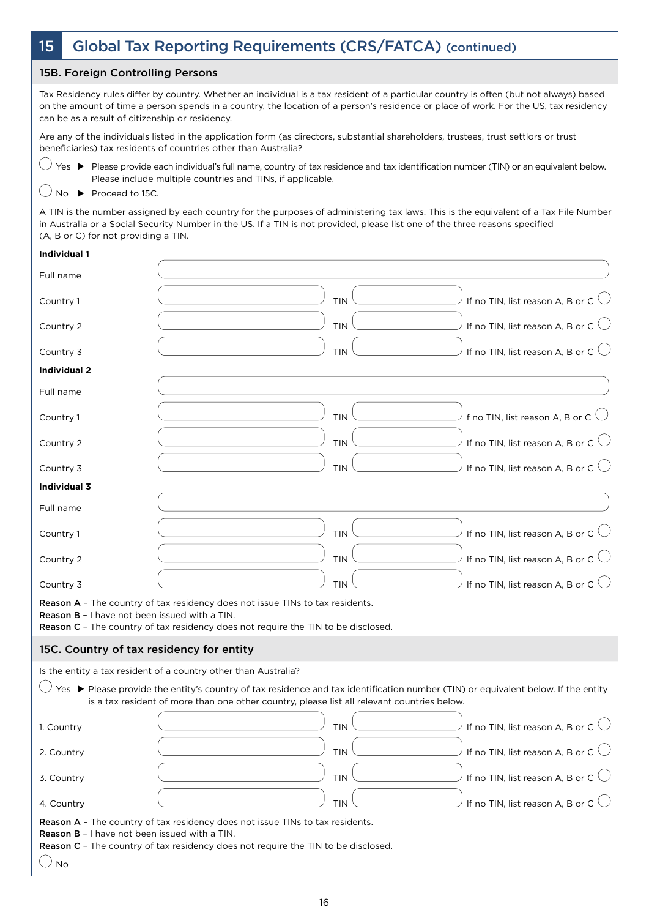# 15 Global Tax Reporting Requirements (CRS/FATCA) (continued)

## 15B. Foreign Controlling Persons

Tax Residency rules differ by country. Whether an individual is a tax resident of a particular country is often (but not always) based on the amount of time a person spends in a country, the location of a person's residence or place of work. For the US, tax residency can be as a result of citizenship or residency.

Are any of the individuals listed in the application form (as directors, substantial shareholders, trustees, trust settlors or trust beneficiaries) tax residents of countries other than Australia?

◯ Yes ▶ Please provide each individual's full name, country of tax residence and tax identification number (TIN) or an equivalent below. Please include multiple countries and TINs, if applicable.

◯ No ▶ Proceed to 15C.

A TIN is the number assigned by each country for the purposes of administering tax laws. This is the equivalent of a Tax File Number in Australia or a Social Security Number in the US. If a TIN is not provided, please list one of the three reasons specified (A, B or C) for not providing a TIN.

**Individual 1**

| | | | | |
|---|---|---|---|---|
| Full name | | | | |
| Country 1 | | TIN | | If no TIN, list reason A, B or C ◯ |
| Country 2 | | TIN | | If no TIN, list reason A, B or C ◯ |
| Country 3 | | TIN | | If no TIN, list reason A, B or C ◯ |

**Individual 2**

| | | | | |
|---|---|---|---|---|
| Full name | | | | |
| Country 1 | | TIN | | f no TIN, list reason A, B or C ◯ |
| Country 2 | | TIN | | If no TIN, list reason A, B or C ◯ |
| Country 3 | | TIN | | If no TIN, list reason A, B or C ◯ |

**Individual 3**

| | | | | |
|---|---|---|---|---|
| Full name | | | | |
| Country 1 | | TIN | | If no TIN, list reason A, B or C ◯ |
| Country 2 | | TIN | | If no TIN, list reason A, B or C ◯ |
| Country 3 | | TIN | | If no TIN, list reason A, B or C ◯ |

**Reason A** – The country of tax residency does not issue TINs to tax residents.
**Reason B** – I have not been issued with a TIN.
**Reason C** – The country of tax residency does not require the TIN to be disclosed.

## 15C. Country of tax residency for entity

Is the entity a tax resident of a country other than Australia?

◯ Yes ▶ Please provide the entity's country of tax residence and tax identification number (TIN) or equivalent below. If the entity is a tax resident of more than one other country, please list all relevant countries below.

| | | | | |
|---|---|---|---|---|
| 1. Country | | TIN | | If no TIN, list reason A, B or C ◯ |
| 2. Country | | TIN | | If no TIN, list reason A, B or C ◯ |
| 3. Country | | TIN | | If no TIN, list reason A, B or C ◯ |
| 4. Country | | TIN | | If no TIN, list reason A, B or C ◯ |

**Reason A** – The country of tax residency does not issue TINs to tax residents.
**Reason B** – I have not been issued with a TIN.
**Reason C** – The country of tax residency does not require the TIN to be disclosed.

◯ No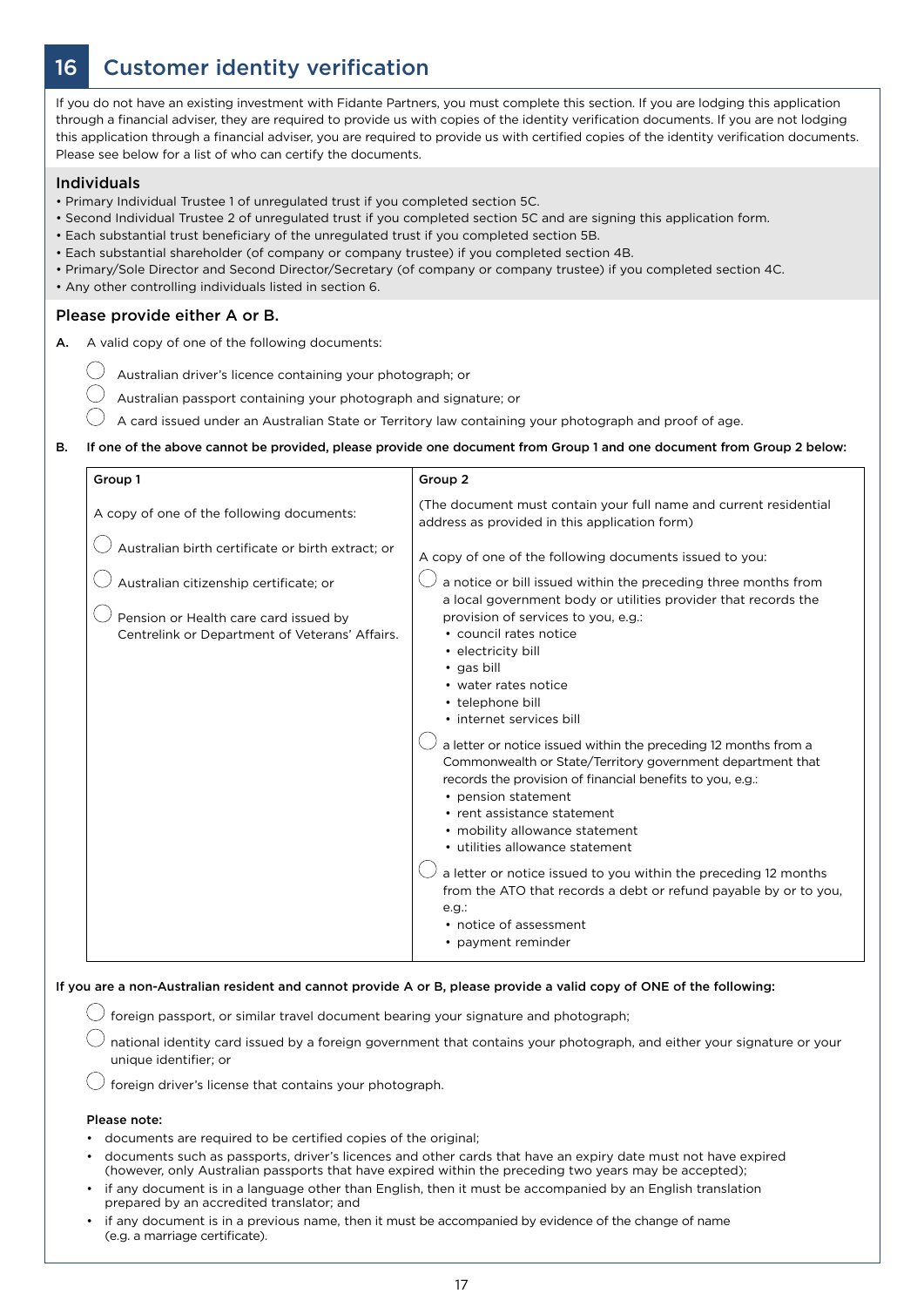## 16 Customer identity verification

If you do not have an existing investment with Fidante Partners, you must complete this section. If you are lodging this application through a financial adviser, they are required to provide us with copies of the identity verification documents. If you are not lodging this application through a financial adviser, you are required to provide us with certified copies of the identity verification documents. Please see below for a list of who can certify the documents.

### Individuals

- Primary Individual Trustee 1 of unregulated trust if you completed section 5C.
- Second Individual Trustee 2 of unregulated trust if you completed section 5C and are signing this application form.
- Each substantial trust beneficiary of the unregulated trust if you completed section 5B.
- Each substantial shareholder (of company or company trustee) if you completed section 4B.
- Primary/Sole Director and Second Director/Secretary (of company or company trustee) if you completed section 4C.
- Any other controlling individuals listed in section 6.

### Please provide either A or B.

**A.** A valid copy of one of the following documents:

- ◯ Australian driver's licence containing your photograph; or
- ◯ Australian passport containing your photograph and signature; or
- ◯ A card issued under an Australian State or Territory law containing your photograph and proof of age.

**B. If one of the above cannot be provided, please provide one document from Group 1 and one document from Group 2 below:**

| Group 1 | Group 2 |
|---|---|
| A copy of one of the following documents:<br><br>◯ Australian birth certificate or birth extract; or<br><br>◯ Australian citizenship certificate; or<br><br>◯ Pension or Health care card issued by Centrelink or Department of Veterans' Affairs. | (The document must contain your full name and current residential address as provided in this application form)<br><br>A copy of one of the following documents issued to you:<br><br>◯ a notice or bill issued within the preceding three months from a local government body or utilities provider that records the provision of services to you, e.g.:<br>• council rates notice<br>• electricity bill<br>• gas bill<br>• water rates notice<br>• telephone bill<br>• internet services bill<br><br>◯ a letter or notice issued within the preceding 12 months from a Commonwealth or State/Territory government department that records the provision of financial benefits to you, e.g.:<br>• pension statement<br>• rent assistance statement<br>• mobility allowance statement<br>• utilities allowance statement<br><br>◯ a letter or notice issued to you within the preceding 12 months from the ATO that records a debt or refund payable by or to you, e.g.:<br>• notice of assessment<br>• payment reminder |

**If you are a non-Australian resident and cannot provide A or B, please provide a valid copy of ONE of the following:**

- ◯ foreign passport, or similar travel document bearing your signature and photograph;
- ◯ national identity card issued by a foreign government that contains your photograph, and either your signature or your unique identifier; or
- ◯ foreign driver's license that contains your photograph.

**Please note:**

- documents are required to be certified copies of the original;
- documents such as passports, driver's licences and other cards that have an expiry date must not have expired (however, only Australian passports that have expired within the preceding two years may be accepted);
- if any document is in a language other than English, then it must be accompanied by an English translation prepared by an accredited translator; and
- if any document is in a previous name, then it must be accompanied by evidence of the change of name (e.g. a marriage certificate).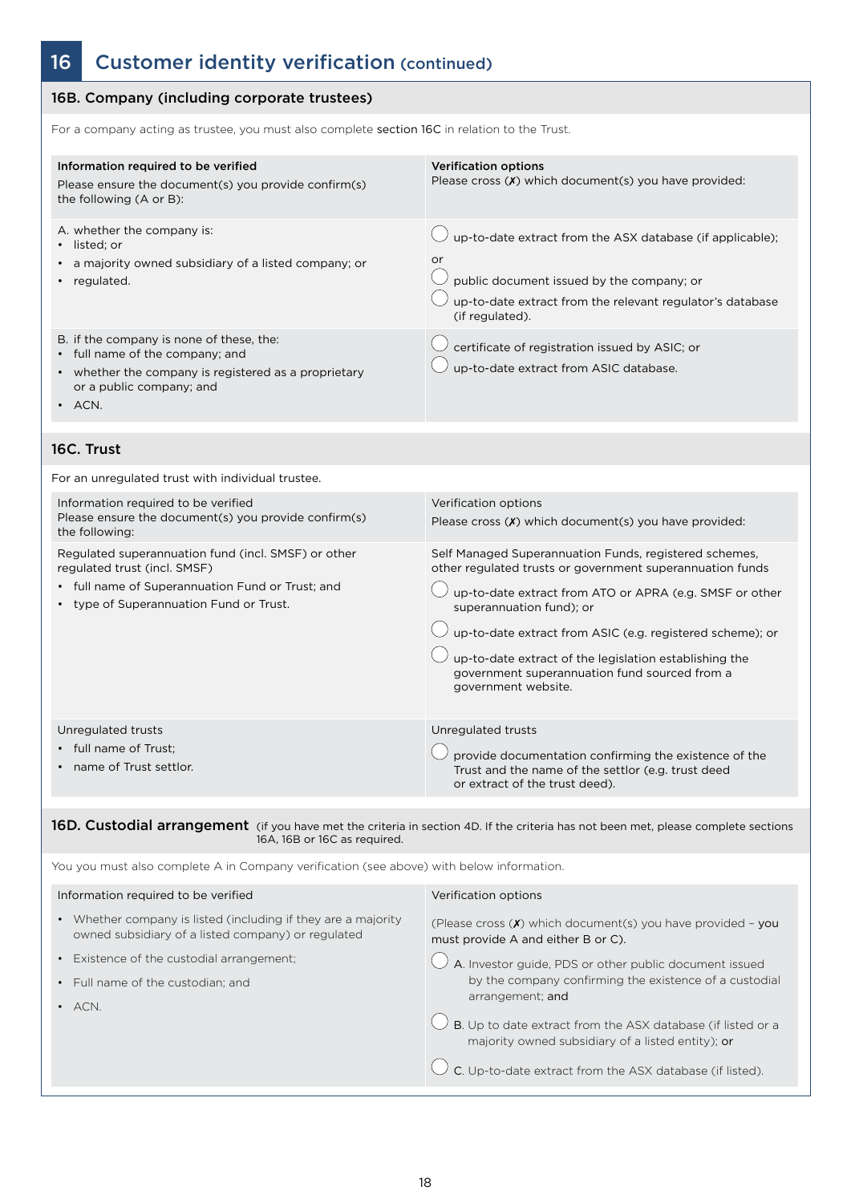## 16 Customer identity verification (continued)

### 16B. Company (including corporate trustees)

For a company acting as trustee, you must also complete **section 16C** in relation to the Trust.

| **Information required to be verified**<br>Please ensure the document(s) you provide confirm(s) the following (A or B): | **Verification options**<br>Please cross (✗) which document(s) you have provided: |
|---|---|
| A. whether the company is:<br>• listed; or<br>• a majority owned subsidiary of a listed company; or<br>• regulated. | ◯ up-to-date extract from the ASX database (if applicable);<br>or<br>◯ public document issued by the company; or<br>◯ up-to-date extract from the relevant regulator's database (if regulated). |
| B. if the company is none of these, the:<br>• full name of the company; and<br>• whether the company is registered as a proprietary or a public company; and<br>• ACN. | ◯ certificate of registration issued by ASIC; or<br>◯ up-to-date extract from ASIC database. |

### 16C. Trust

For an unregulated trust with individual trustee.

| Information required to be verified<br>Please ensure the document(s) you provide confirm(s) the following: | Verification options<br>Please cross (✗) which document(s) you have provided: |
|---|---|
| Regulated superannuation fund (incl. SMSF) or other regulated trust (incl. SMSF)<br>• full name of Superannuation Fund or Trust; and<br>• type of Superannuation Fund or Trust. | Self Managed Superannuation Funds, registered schemes, other regulated trusts or government superannuation funds<br>◯ up-to-date extract from ATO or APRA (e.g. SMSF or other superannuation fund); or<br>◯ up-to-date extract from ASIC (e.g. registered scheme); or<br>◯ up-to-date extract of the legislation establishing the government superannuation fund sourced from a government website. |
| Unregulated trusts<br>• full name of Trust;<br>• name of Trust settlor. | Unregulated trusts<br>◯ provide documentation confirming the existence of the Trust and the name of the settlor (e.g. trust deed or extract of the trust deed). |

### 16D. Custodial arrangement (if you have met the criteria in section 4D. If the criteria has not been met, please complete sections 16A, 16B or 16C as required.

You you must also complete A in Company verification (see above) with below information.

| Information required to be verified | Verification options |
|---|---|
| • Whether company is listed (including if they are a majority owned subsidiary of a listed company) or regulated<br>• Existence of the custodial arrangement;<br>• Full name of the custodian; and<br>• ACN. | (Please cross (✗) which document(s) you have provided – you must provide A and either B or C).<br>◯ A. Investor guide, PDS or other public document issued by the company confirming the existence of a custodial arrangement; **and**<br>◯ B. Up to date extract from the ASX database (if listed or a majority owned subsidiary of a listed entity); **or**<br>◯ C. Up-to-date extract from the ASX database (if listed). |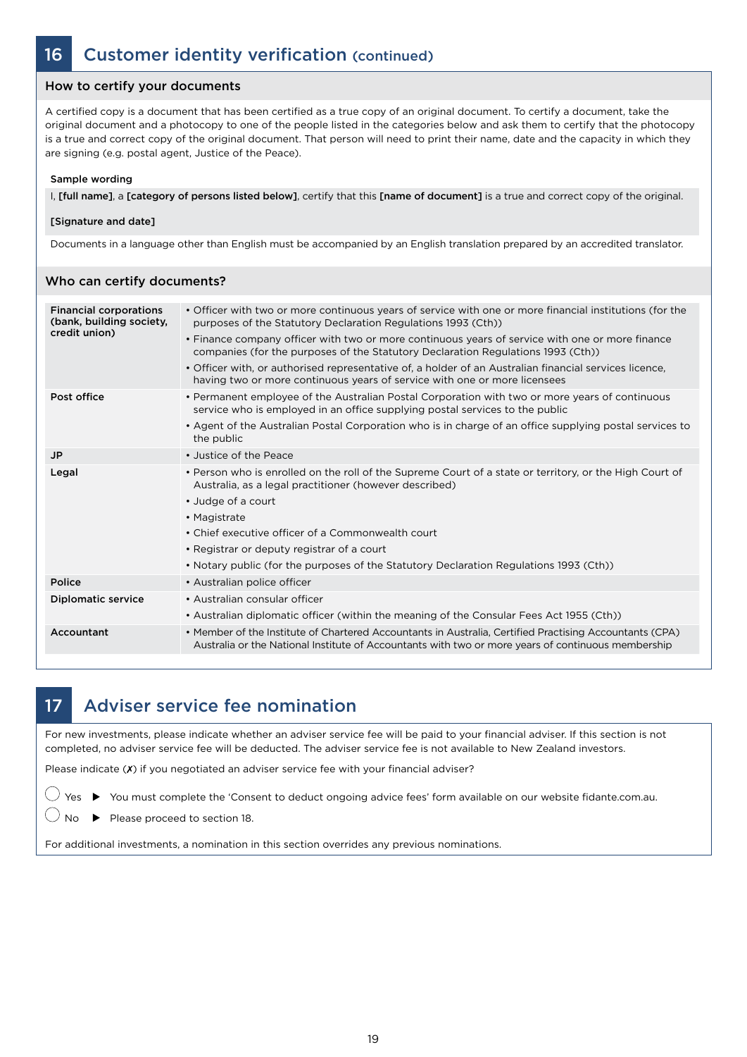## 16 Customer identity verification (continued)

### How to certify your documents

A certified copy is a document that has been certified as a true copy of an original document. To certify a document, take the original document and a photocopy to one of the people listed in the categories below and ask them to certify that the photocopy is a true and correct copy of the original document. That person will need to print their name, date and the capacity in which they are signing (e.g. postal agent, Justice of the Peace).

**Sample wording**

I, **[full name]**, a **[category of persons listed below]**, certify that this **[name of document]** is a true and correct copy of the original.

**[Signature and date]**

Documents in a language other than English must be accompanied by an English translation prepared by an accredited translator.

### Who can certify documents?

| | |
|---|---|
| **Financial corporations (bank, building society, credit union)** | • Officer with two or more continuous years of service with one or more financial institutions (for the purposes of the Statutory Declaration Regulations 1993 (Cth))<br>• Finance company officer with two or more continuous years of service with one or more finance companies (for the purposes of the Statutory Declaration Regulations 1993 (Cth))<br>• Officer with, or authorised representative of, a holder of an Australian financial services licence, having two or more continuous years of service with one or more licensees |
| **Post office** | • Permanent employee of the Australian Postal Corporation with two or more years of continuous service who is employed in an office supplying postal services to the public<br>• Agent of the Australian Postal Corporation who is in charge of an office supplying postal services to the public |
| **JP** | • Justice of the Peace |
| **Legal** | • Person who is enrolled on the roll of the Supreme Court of a state or territory, or the High Court of Australia, as a legal practitioner (however described)<br>• Judge of a court<br>• Magistrate<br>• Chief executive officer of a Commonwealth court<br>• Registrar or deputy registrar of a court<br>• Notary public (for the purposes of the Statutory Declaration Regulations 1993 (Cth)) |
| **Police** | • Australian police officer |
| **Diplomatic service** | • Australian consular officer<br>• Australian diplomatic officer (within the meaning of the Consular Fees Act 1955 (Cth)) |
| **Accountant** | • Member of the Institute of Chartered Accountants in Australia, Certified Practising Accountants (CPA) Australia or the National Institute of Accountants with two or more years of continuous membership |

## 17 Adviser service fee nomination

For new investments, please indicate whether an adviser service fee will be paid to your financial adviser. If this section is not completed, no adviser service fee will be deducted. The adviser service fee is not available to New Zealand investors.

Please indicate (✗) if you negotiated an adviser service fee with your financial adviser?

◯ Yes ▶ You must complete the 'Consent to deduct ongoing advice fees' form available on our website fidante.com.au.

◯ No ▶ Please proceed to section 18.

For additional investments, a nomination in this section overrides any previous nominations.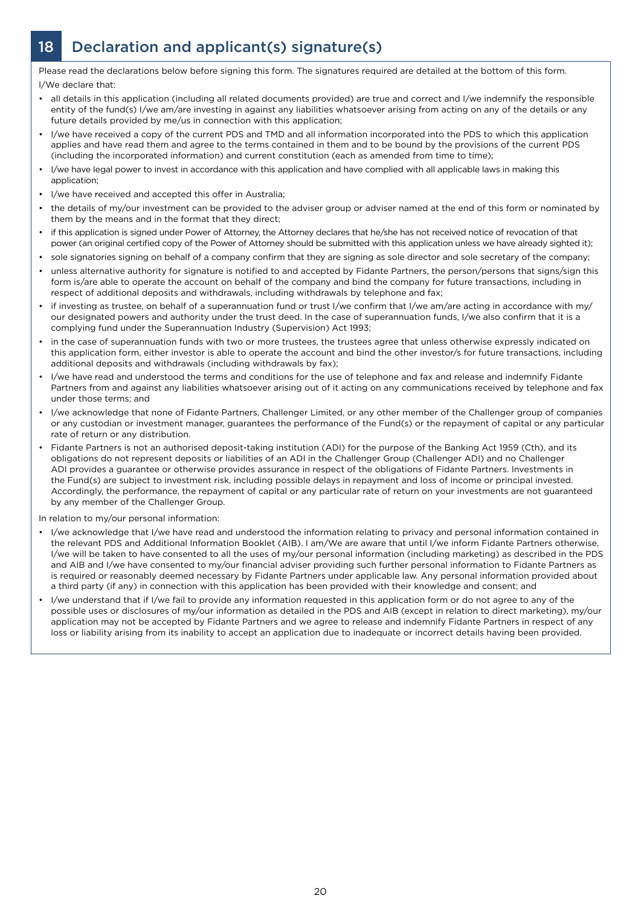## 18 Declaration and applicant(s) signature(s)

Please read the declarations below before signing this form. The signatures required are detailed at the bottom of this form.

I/We declare that:

- all details in this application (including all related documents provided) are true and correct and I/we indemnify the responsible entity of the fund(s) I/we am/are investing in against any liabilities whatsoever arising from acting on any of the details or any future details provided by me/us in connection with this application;
- I/we have received a copy of the current PDS and TMD and all information incorporated into the PDS to which this application applies and have read them and agree to the terms contained in them and to be bound by the provisions of the current PDS (including the incorporated information) and current constitution (each as amended from time to time);
- I/we have legal power to invest in accordance with this application and have complied with all applicable laws in making this application;
- I/we have received and accepted this offer in Australia;
- the details of my/our investment can be provided to the adviser group or adviser named at the end of this form or nominated by them by the means and in the format that they direct;
- if this application is signed under Power of Attorney, the Attorney declares that he/she has not received notice of revocation of that power (an original certified copy of the Power of Attorney should be submitted with this application unless we have already sighted it);
- sole signatories signing on behalf of a company confirm that they are signing as sole director and sole secretary of the company;
- unless alternative authority for signature is notified to and accepted by Fidante Partners, the person/persons that signs/sign this form is/are able to operate the account on behalf of the company and bind the company for future transactions, including in respect of additional deposits and withdrawals, including withdrawals by telephone and fax;
- if investing as trustee, on behalf of a superannuation fund or trust I/we confirm that I/we am/are acting in accordance with my/our designated powers and authority under the trust deed. In the case of superannuation funds, I/we also confirm that it is a complying fund under the Superannuation Industry (Supervision) Act 1993;
- in the case of superannuation funds with two or more trustees, the trustees agree that unless otherwise expressly indicated on this application form, either investor is able to operate the account and bind the other investor/s for future transactions, including additional deposits and withdrawals (including withdrawals by fax);
- I/we have read and understood the terms and conditions for the use of telephone and fax and release and indemnify Fidante Partners from and against any liabilities whatsoever arising out of it acting on any communications received by telephone and fax under those terms; and
- I/we acknowledge that none of Fidante Partners, Challenger Limited, or any other member of the Challenger group of companies or any custodian or investment manager, guarantees the performance of the Fund(s) or the repayment of capital or any particular rate of return or any distribution.
- Fidante Partners is not an authorised deposit-taking institution (ADI) for the purpose of the Banking Act 1959 (Cth), and its obligations do not represent deposits or liabilities of an ADI in the Challenger Group (Challenger ADI) and no Challenger ADI provides a guarantee or otherwise provides assurance in respect of the obligations of Fidante Partners. Investments in the Fund(s) are subject to investment risk, including possible delays in repayment and loss of income or principal invested. Accordingly, the performance, the repayment of capital or any particular rate of return on your investments are not guaranteed by any member of the Challenger Group.

In relation to my/our personal information:

- I/we acknowledge that I/we have read and understood the information relating to privacy and personal information contained in the relevant PDS and Additional Information Booklet (AIB). I am/We are aware that until I/we inform Fidante Partners otherwise, I/we will be taken to have consented to all the uses of my/our personal information (including marketing) as described in the PDS and AIB and I/we have consented to my/our financial adviser providing such further personal information to Fidante Partners as is required or reasonably deemed necessary by Fidante Partners under applicable law. Any personal information provided about a third party (if any) in connection with this application has been provided with their knowledge and consent; and
- I/we understand that if I/we fail to provide any information requested in this application form or do not agree to any of the possible uses or disclosures of my/our information as detailed in the PDS and AIB (except in relation to direct marketing), my/our application may not be accepted by Fidante Partners and we agree to release and indemnify Fidante Partners in respect of any loss or liability arising from its inability to accept an application due to inadequate or incorrect details having been provided.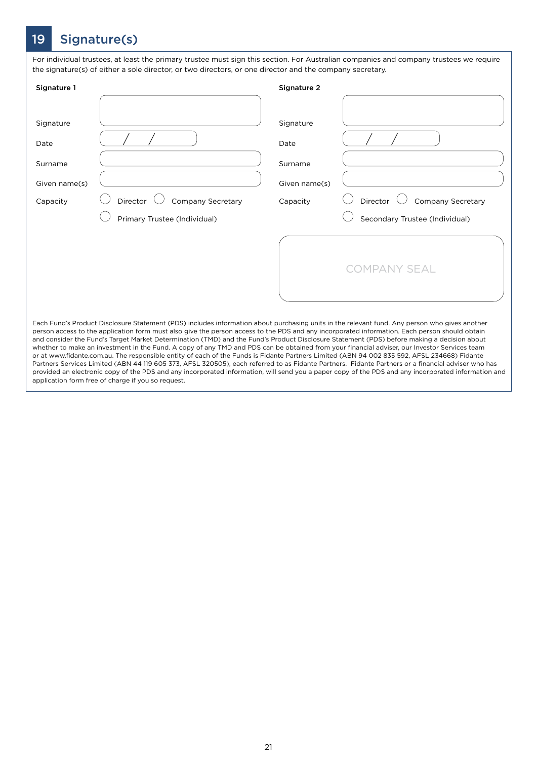## 19 Signature(s)

For individual trustees, at least the primary trustee must sign this section. For Australian companies and company trustees we require the signature(s) of either a sole director, or two directors, or one director and the company secretary.

**Signature 1**

Signature

Date / /

Surname

Given name(s)

Capacity ◯ Director ◯ Company Secretary

◯ Primary Trustee (Individual)

**Signature 2**

Signature

Date / /

Surname

Given name(s)

Capacity ◯ Director ◯ Company Secretary

◯ Secondary Trustee (Individual)

COMPANY SEAL

Each Fund's Product Disclosure Statement (PDS) includes information about purchasing units in the relevant fund. Any person who gives another person access to the application form must also give the person access to the PDS and any incorporated information. Each person should obtain and consider the Fund's Target Market Determination (TMD) and the Fund's Product Disclosure Statement (PDS) before making a decision about whether to make an investment in the Fund. A copy of any TMD and PDS can be obtained from your financial adviser, our Investor Services team or at www.fidante.com.au. The responsible entity of each of the Funds is Fidante Partners Limited (ABN 94 002 835 592, AFSL 234668) Fidante Partners Services Limited (ABN 44 119 605 373, AFSL 320505), each referred to as Fidante Partners. Fidante Partners or a financial adviser who has provided an electronic copy of the PDS and any incorporated information, will send you a paper copy of the PDS and any incorporated information and application form free of charge if you so request.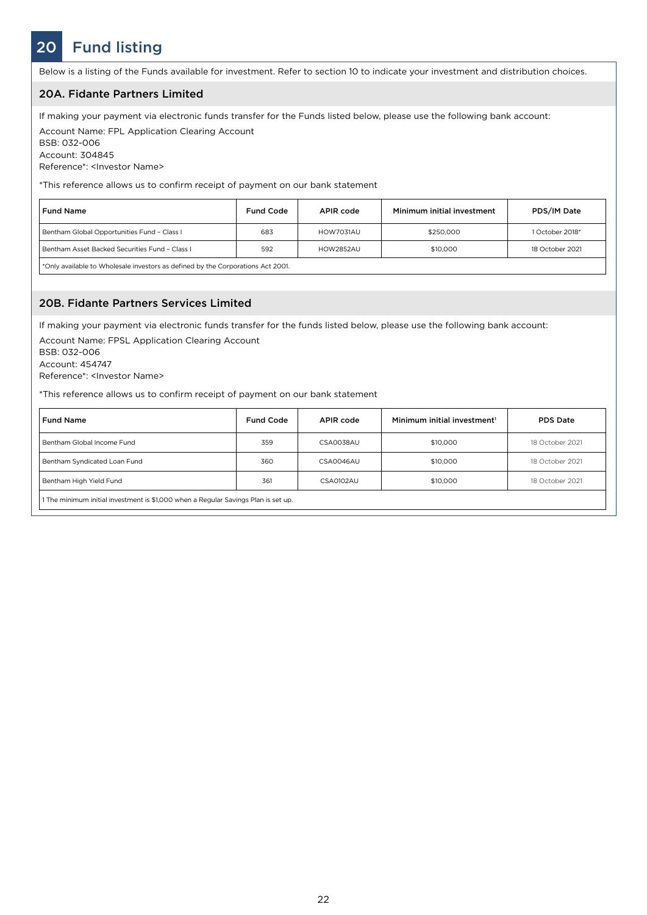# 20 Fund listing

Below is a listing of the Funds available for investment. Refer to section 10 to indicate your investment and distribution choices.

## 20A. Fidante Partners Limited

If making your payment via electronic funds transfer for the Funds listed below, please use the following bank account:

Account Name: FPL Application Clearing Account
BSB: 032-006
Account: 304845
Reference*: <Investor Name>

*This reference allows us to confirm receipt of payment on our bank statement

| Fund Name | Fund Code | APIR code | Minimum initial investment | PDS/IM Date |
|---|---|---|---|---|
| Bentham Global Opportunities Fund – Class I | 683 | HOW7031AU | $250,000 | 1 October 2018* |
| Bentham Asset Backed Securities Fund – Class I | 592 | HOW2852AU | $10,000 | 18 October 2021 |

*Only available to Wholesale investors as defined by the Corporations Act 2001.

## 20B. Fidante Partners Services Limited

If making your payment via electronic funds transfer for the funds listed below, please use the following bank account:

Account Name: FPSL Application Clearing Account
BSB: 032-006
Account: 454747
Reference*: <Investor Name>

*This reference allows us to confirm receipt of payment on our bank statement

| Fund Name | Fund Code | APIR code | Minimum initial investment[1] | PDS Date |
|---|---|---|---|---|
| Bentham Global Income Fund | 359 | CSA0038AU | $10,000 | 18 October 2021 |
| Bentham Syndicated Loan Fund | 360 | CSA0046AU | $10,000 | 18 October 2021 |
| Bentham High Yield Fund | 361 | CSA0102AU | $10,000 | 18 October 2021 |

1 The minimum initial investment is $1,000 when a Regular Savings Plan is set up.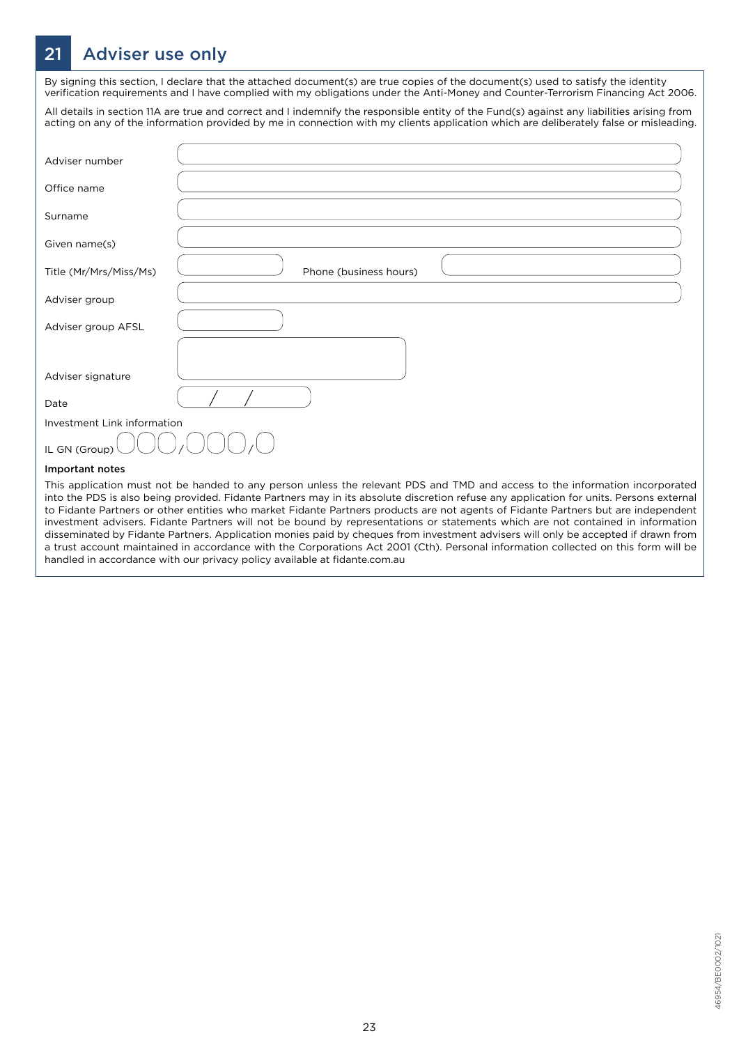## 21 Adviser use only

By signing this section, I declare that the attached document(s) are true copies of the document(s) used to satisfy the identity verification requirements and I have complied with my obligations under the Anti-Money and Counter-Terrorism Financing Act 2006.

All details in section 11A are true and correct and I indemnify the responsible entity of the Fund(s) against any liabilities arising from acting on any of the information provided by me in connection with my clients application which are deliberately false or misleading.

Adviser number

Office name

Surname

Given name(s)

Title (Mr/Mrs/Miss/Ms)　　Phone (business hours)

Adviser group

Adviser group AFSL

Adviser signature

Date　　/　　/

Investment Link information

IL GN (Group)　　/　　/

**Important notes**

This application must not be handed to any person unless the relevant PDS and TMD and access to the information incorporated into the PDS is also being provided. Fidante Partners may in its absolute discretion refuse any application for units. Persons external to Fidante Partners or other entities who market Fidante Partners products are not agents of Fidante Partners but are independent investment advisers. Fidante Partners will not be bound by representations or statements which are not contained in information disseminated by Fidante Partners. Application monies paid by cheques from investment advisers will only be accepted if drawn from a trust account maintained in accordance with the Corporations Act 2001 (Cth). Personal information collected on this form will be handled in accordance with our privacy policy available at fidante.com.au

46954/BE0002/1021